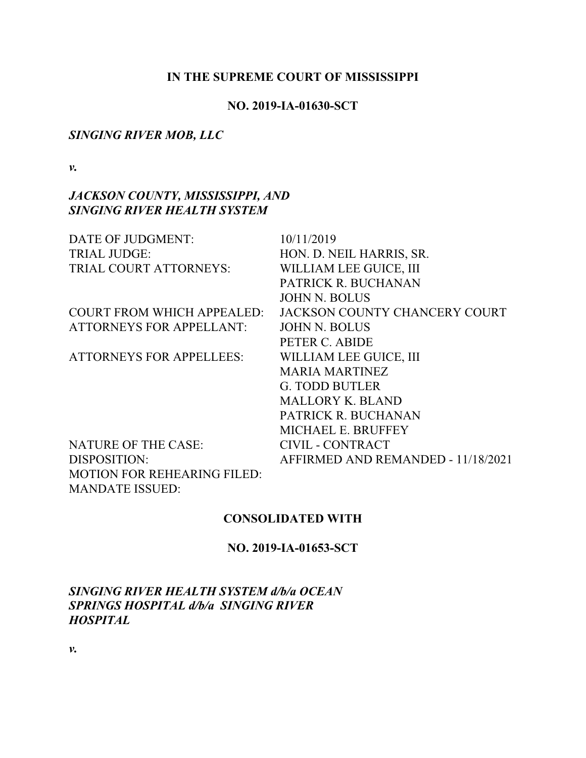**IN THE SUPREME COURT OF MISSISSIPPI**

**NO. 2019-IA-01630-SCT**

***SINGING RIVER MOB, LLC***

***v.***

***JACKSON COUNTY, MISSISSIPPI, AND SINGING RIVER HEALTH SYSTEM***

| | |
|---|---|
| DATE OF JUDGMENT: | 10/11/2019 |
| TRIAL JUDGE: | HON. D. NEIL HARRIS, SR. |
| TRIAL COURT ATTORNEYS: | WILLIAM LEE GUICE, III<br>PATRICK R. BUCHANAN<br>JOHN N. BOLUS |
| COURT FROM WHICH APPEALED: | JACKSON COUNTY CHANCERY COURT |
| ATTORNEYS FOR APPELLANT: | JOHN N. BOLUS<br>PETER C. ABIDE |
| ATTORNEYS FOR APPELLEES: | WILLIAM LEE GUICE, III<br>MARIA MARTINEZ<br>G. TODD BUTLER<br>MALLORY K. BLAND<br>PATRICK R. BUCHANAN<br>MICHAEL E. BRUFFEY |
| NATURE OF THE CASE: | CIVIL - CONTRACT |
| DISPOSITION: | AFFIRMED AND REMANDED - 11/18/2021 |
| MOTION FOR REHEARING FILED: | |
| MANDATE ISSUED: | |

**CONSOLIDATED WITH**

**NO. 2019-IA-01653-SCT**

***SINGING RIVER HEALTH SYSTEM d/b/a OCEAN SPRINGS HOSPITAL d/b/a SINGING RIVER HOSPITAL***

***v.***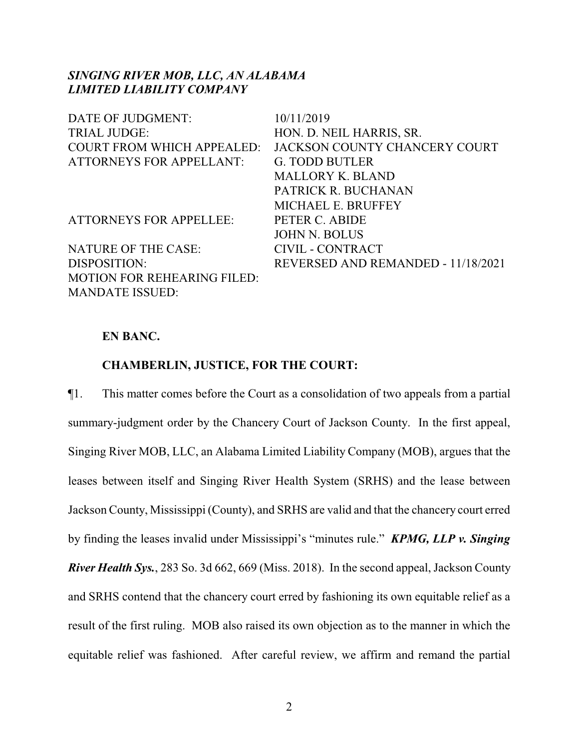***SINGING RIVER MOB, LLC, AN ALABAMA LIMITED LIABILITY COMPANY***

| | |
|---|---|
| DATE OF JUDGMENT: | 10/11/2019 |
| TRIAL JUDGE: | HON. D. NEIL HARRIS, SR. |
| COURT FROM WHICH APPEALED: | JACKSON COUNTY CHANCERY COURT |
| ATTORNEYS FOR APPELLANT: | G. TODD BUTLER |
| | MALLORY K. BLAND |
| | PATRICK R. BUCHANAN |
| | MICHAEL E. BRUFFEY |
| ATTORNEYS FOR APPELLEE: | PETER C. ABIDE |
| | JOHN N. BOLUS |
| NATURE OF THE CASE: | CIVIL - CONTRACT |
| DISPOSITION: | REVERSED AND REMANDED - 11/18/2021 |
| MOTION FOR REHEARING FILED: | |
| MANDATE ISSUED: | |

**EN BANC.**

**CHAMBERLIN, JUSTICE, FOR THE COURT:**

¶1. This matter comes before the Court as a consolidation of two appeals from a partial summary-judgment order by the Chancery Court of Jackson County. In the first appeal, Singing River MOB, LLC, an Alabama Limited Liability Company (MOB), argues that the leases between itself and Singing River Health System (SRHS) and the lease between Jackson County, Mississippi (County), and SRHS are valid and that the chancery court erred by finding the leases invalid under Mississippi's "minutes rule." ***KPMG, LLP v. Singing River Health Sys.***, 283 So. 3d 662, 669 (Miss. 2018). In the second appeal, Jackson County and SRHS contend that the chancery court erred by fashioning its own equitable relief as a result of the first ruling. MOB also raised its own objection as to the manner in which the equitable relief was fashioned. After careful review, we affirm and remand the partial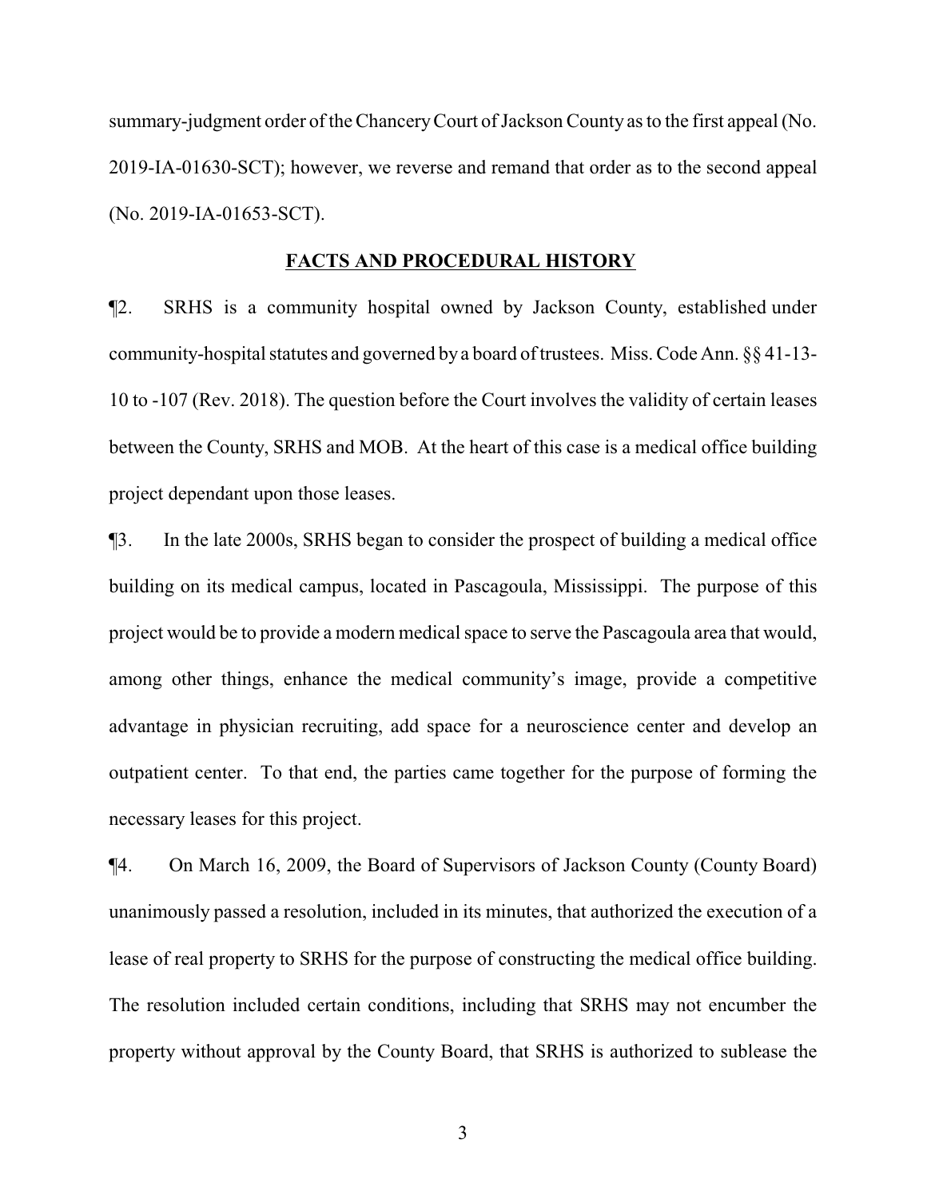summary-judgment order of the Chancery Court of Jackson County as to the first appeal (No. 2019-IA-01630-SCT); however, we reverse and remand that order as to the second appeal (No. 2019-IA-01653-SCT).

## FACTS AND PROCEDURAL HISTORY

¶2. SRHS is a community hospital owned by Jackson County, established under community-hospital statutes and governed by a board of trustees. Miss. Code Ann. §§ 41-13-10 to -107 (Rev. 2018). The question before the Court involves the validity of certain leases between the County, SRHS and MOB. At the heart of this case is a medical office building project dependant upon those leases.

¶3. In the late 2000s, SRHS began to consider the prospect of building a medical office building on its medical campus, located in Pascagoula, Mississippi. The purpose of this project would be to provide a modern medical space to serve the Pascagoula area that would, among other things, enhance the medical community's image, provide a competitive advantage in physician recruiting, add space for a neuroscience center and develop an outpatient center. To that end, the parties came together for the purpose of forming the necessary leases for this project.

¶4. On March 16, 2009, the Board of Supervisors of Jackson County (County Board) unanimously passed a resolution, included in its minutes, that authorized the execution of a lease of real property to SRHS for the purpose of constructing the medical office building. The resolution included certain conditions, including that SRHS may not encumber the property without approval by the County Board, that SRHS is authorized to sublease the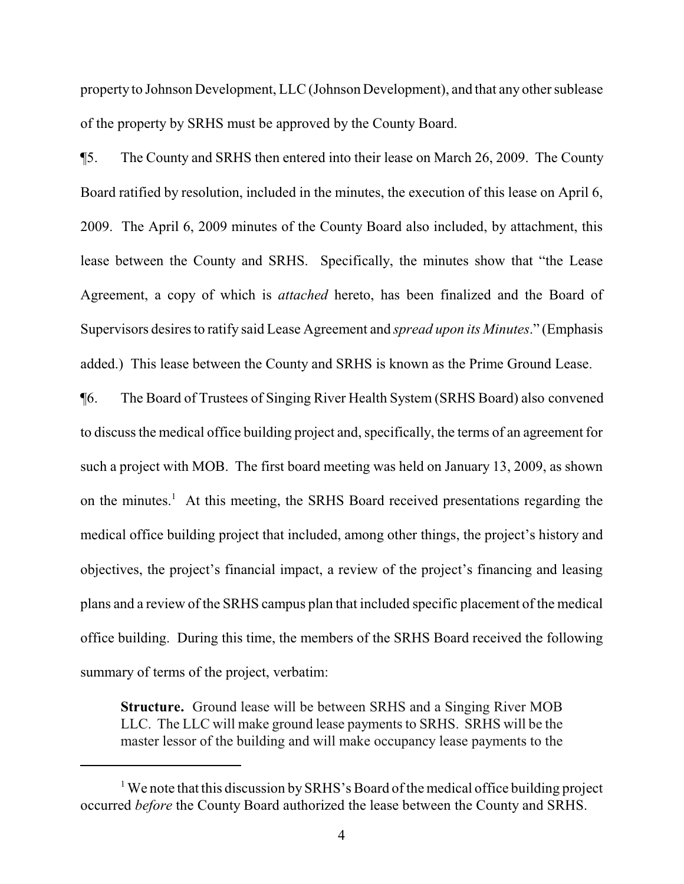property to Johnson Development, LLC (Johnson Development), and that any other sublease of the property by SRHS must be approved by the County Board.

¶5. The County and SRHS then entered into their lease on March 26, 2009. The County Board ratified by resolution, included in the minutes, the execution of this lease on April 6, 2009. The April 6, 2009 minutes of the County Board also included, by attachment, this lease between the County and SRHS. Specifically, the minutes show that "the Lease Agreement, a copy of which is *attached* hereto, has been finalized and the Board of Supervisors desires to ratify said Lease Agreement and *spread upon its Minutes*." (Emphasis added.) This lease between the County and SRHS is known as the Prime Ground Lease.

¶6. The Board of Trustees of Singing River Health System (SRHS Board) also convened to discuss the medical office building project and, specifically, the terms of an agreement for such a project with MOB. The first board meeting was held on January 13, 2009, as shown on the minutes.[1] At this meeting, the SRHS Board received presentations regarding the medical office building project that included, among other things, the project's history and objectives, the project's financial impact, a review of the project's financing and leasing plans and a review of the SRHS campus plan that included specific placement of the medical office building. During this time, the members of the SRHS Board received the following summary of terms of the project, verbatim:

> **Structure.** Ground lease will be between SRHS and a Singing River MOB LLC. The LLC will make ground lease payments to SRHS. SRHS will be the master lessor of the building and will make occupancy lease payments to the

[1] We note that this discussion by SRHS's Board of the medical office building project occurred *before* the County Board authorized the lease between the County and SRHS.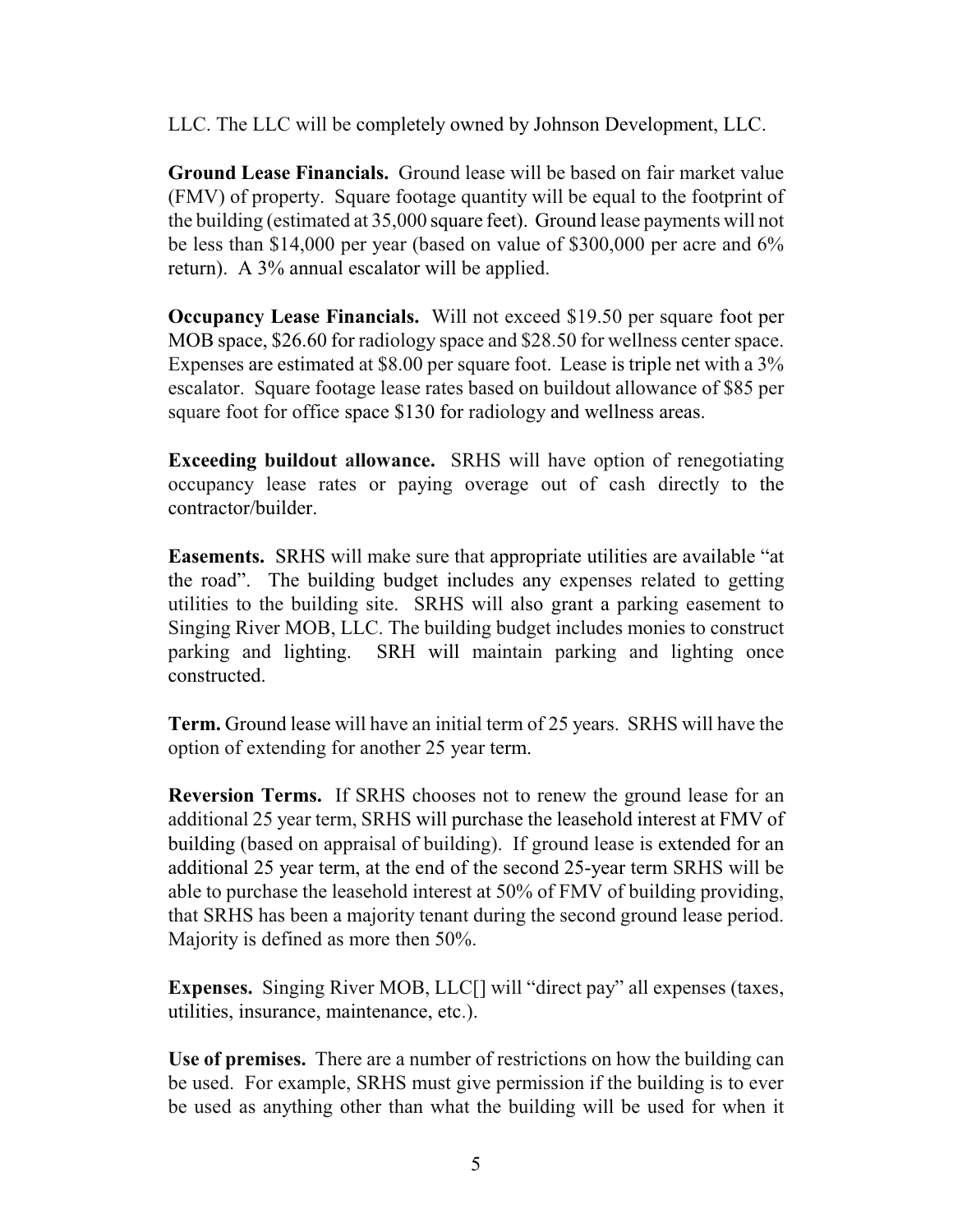LLC. The LLC will be completely owned by Johnson Development, LLC.

**Ground Lease Financials.** Ground lease will be based on fair market value (FMV) of property. Square footage quantity will be equal to the footprint of the building (estimated at 35,000 square feet). Ground lease payments will not be less than $14,000 per year (based on value of $300,000 per acre and 6% return). A 3% annual escalator will be applied.

**Occupancy Lease Financials.** Will not exceed $19.50 per square foot per MOB space, $26.60 for radiology space and $28.50 for wellness center space. Expenses are estimated at $8.00 per square foot. Lease is triple net with a 3% escalator. Square footage lease rates based on buildout allowance of $85 per square foot for office space $130 for radiology and wellness areas.

**Exceeding buildout allowance.** SRHS will have option of renegotiating occupancy lease rates or paying overage out of cash directly to the contractor/builder.

**Easements.** SRHS will make sure that appropriate utilities are available "at the road". The building budget includes any expenses related to getting utilities to the building site. SRHS will also grant a parking easement to Singing River MOB, LLC. The building budget includes monies to construct parking and lighting. SRH will maintain parking and lighting once constructed.

**Term.** Ground lease will have an initial term of 25 years. SRHS will have the option of extending for another 25 year term.

**Reversion Terms.** If SRHS chooses not to renew the ground lease for an additional 25 year term, SRHS will purchase the leasehold interest at FMV of building (based on appraisal of building). If ground lease is extended for an additional 25 year term, at the end of the second 25-year term SRHS will be able to purchase the leasehold interest at 50% of FMV of building providing, that SRHS has been a majority tenant during the second ground lease period. Majority is defined as more then 50%.

**Expenses.** Singing River MOB, LLC[] will "direct pay" all expenses (taxes, utilities, insurance, maintenance, etc.).

**Use of premises.** There are a number of restrictions on how the building can be used. For example, SRHS must give permission if the building is to ever be used as anything other than what the building will be used for when it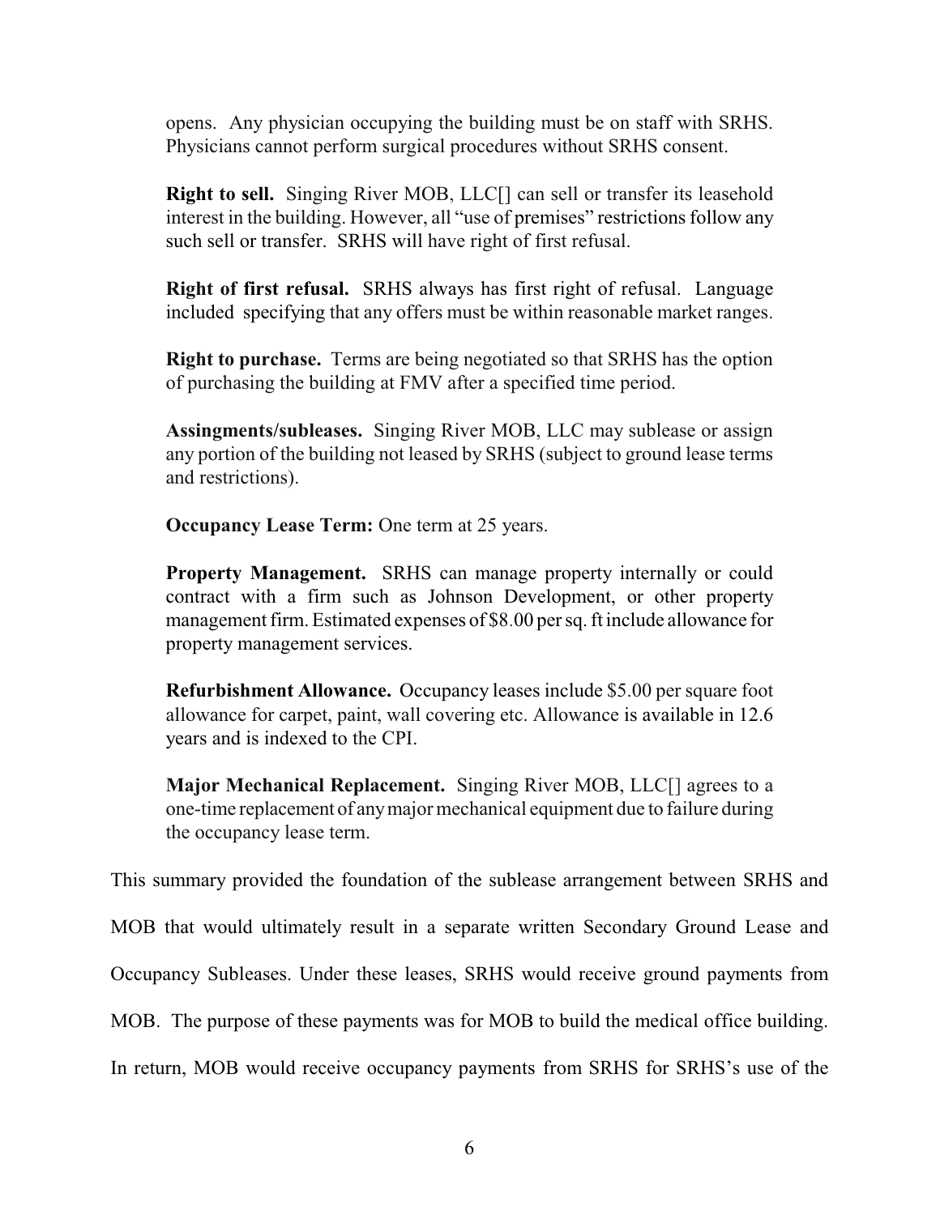opens. Any physician occupying the building must be on staff with SRHS. Physicians cannot perform surgical procedures without SRHS consent.

**Right to sell.** Singing River MOB, LLC[] can sell or transfer its leasehold interest in the building. However, all "use of premises" restrictions follow any such sell or transfer. SRHS will have right of first refusal.

**Right of first refusal.** SRHS always has first right of refusal. Language included specifying that any offers must be within reasonable market ranges.

**Right to purchase.** Terms are being negotiated so that SRHS has the option of purchasing the building at FMV after a specified time period.

**Assingments/subleases.** Singing River MOB, LLC may sublease or assign any portion of the building not leased by SRHS (subject to ground lease terms and restrictions).

**Occupancy Lease Term:** One term at 25 years.

**Property Management.** SRHS can manage property internally or could contract with a firm such as Johnson Development, or other property management firm. Estimated expenses of $8.00 per sq. ft include allowance for property management services.

**Refurbishment Allowance.** Occupancy leases include $5.00 per square foot allowance for carpet, paint, wall covering etc. Allowance is available in 12.6 years and is indexed to the CPI.

**Major Mechanical Replacement.** Singing River MOB, LLC[] agrees to a one-time replacement of any major mechanical equipment due to failure during the occupancy lease term.

This summary provided the foundation of the sublease arrangement between SRHS and MOB that would ultimately result in a separate written Secondary Ground Lease and Occupancy Subleases. Under these leases, SRHS would receive ground payments from MOB. The purpose of these payments was for MOB to build the medical office building. In return, MOB would receive occupancy payments from SRHS for SRHS's use of the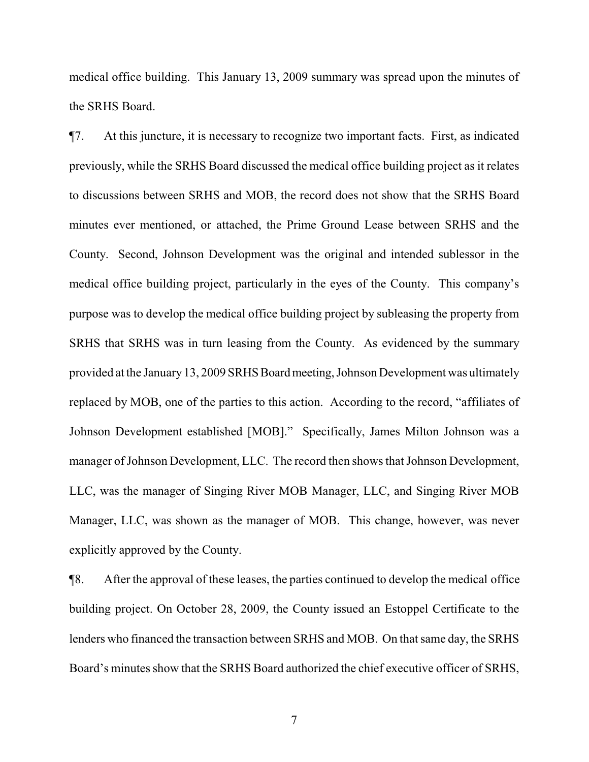medical office building. This January 13, 2009 summary was spread upon the minutes of the SRHS Board.

¶7. At this juncture, it is necessary to recognize two important facts. First, as indicated previously, while the SRHS Board discussed the medical office building project as it relates to discussions between SRHS and MOB, the record does not show that the SRHS Board minutes ever mentioned, or attached, the Prime Ground Lease between SRHS and the County. Second, Johnson Development was the original and intended sublessor in the medical office building project, particularly in the eyes of the County. This company's purpose was to develop the medical office building project by subleasing the property from SRHS that SRHS was in turn leasing from the County. As evidenced by the summary provided at the January 13, 2009 SRHS Board meeting, Johnson Development was ultimately replaced by MOB, one of the parties to this action. According to the record, "affiliates of Johnson Development established [MOB]." Specifically, James Milton Johnson was a manager of Johnson Development, LLC. The record then shows that Johnson Development, LLC, was the manager of Singing River MOB Manager, LLC, and Singing River MOB Manager, LLC, was shown as the manager of MOB. This change, however, was never explicitly approved by the County.

¶8. After the approval of these leases, the parties continued to develop the medical office building project. On October 28, 2009, the County issued an Estoppel Certificate to the lenders who financed the transaction between SRHS and MOB. On that same day, the SRHS Board's minutes show that the SRHS Board authorized the chief executive officer of SRHS,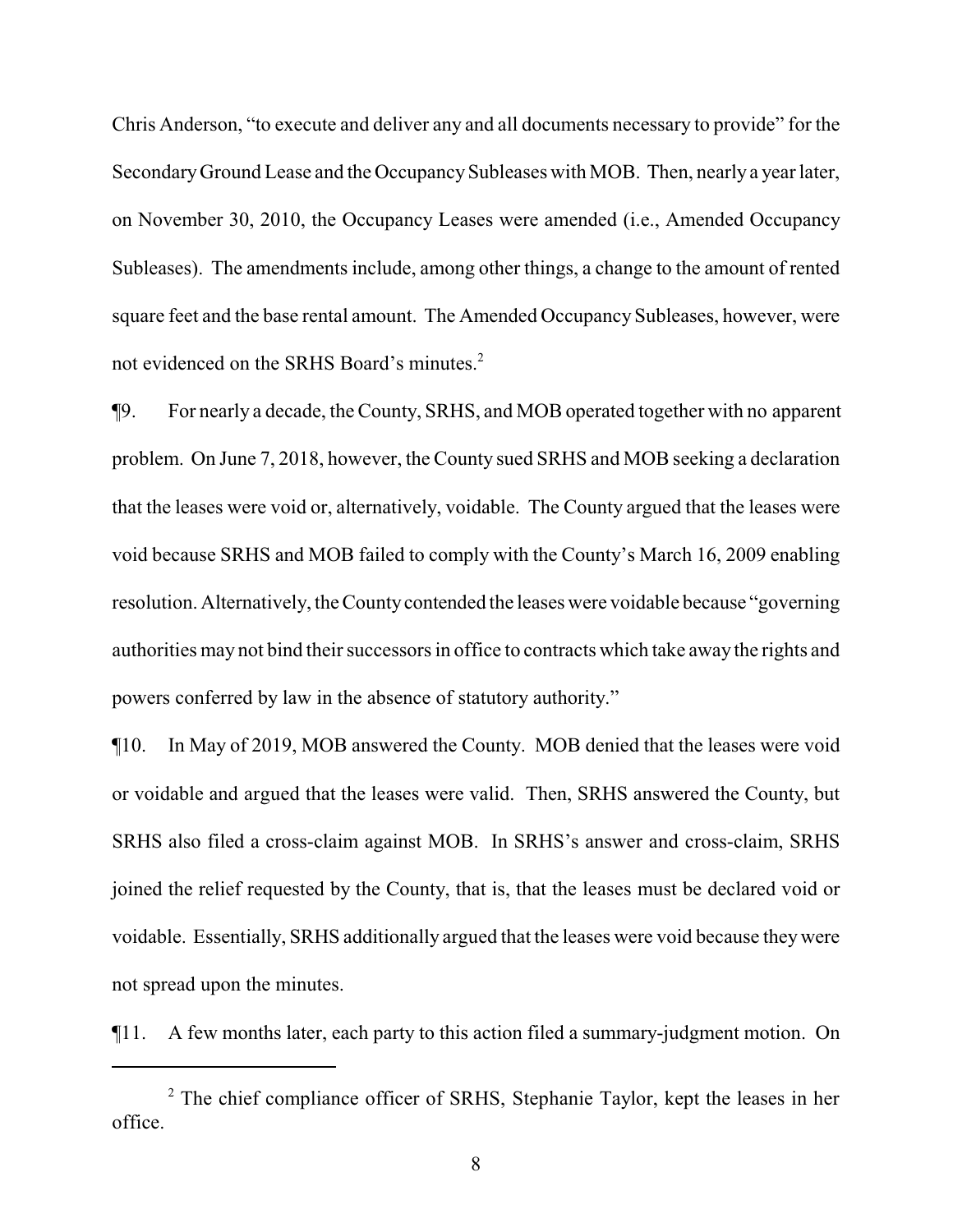Chris Anderson, "to execute and deliver any and all documents necessary to provide" for the Secondary Ground Lease and the Occupancy Subleases with MOB. Then, nearly a year later, on November 30, 2010, the Occupancy Leases were amended (i.e., Amended Occupancy Subleases). The amendments include, among other things, a change to the amount of rented square feet and the base rental amount. The Amended Occupancy Subleases, however, were not evidenced on the SRHS Board's minutes.[2]

¶9. For nearly a decade, the County, SRHS, and MOB operated together with no apparent problem. On June 7, 2018, however, the County sued SRHS and MOB seeking a declaration that the leases were void or, alternatively, voidable. The County argued that the leases were void because SRHS and MOB failed to comply with the County's March 16, 2009 enabling resolution. Alternatively, the County contended the leases were voidable because "governing authorities may not bind their successors in office to contracts which take away the rights and powers conferred by law in the absence of statutory authority."

¶10. In May of 2019, MOB answered the County. MOB denied that the leases were void or voidable and argued that the leases were valid. Then, SRHS answered the County, but SRHS also filed a cross-claim against MOB. In SRHS's answer and cross-claim, SRHS joined the relief requested by the County, that is, that the leases must be declared void or voidable. Essentially, SRHS additionally argued that the leases were void because they were not spread upon the minutes.

¶11. A few months later, each party to this action filed a summary-judgment motion. On

---

[2] The chief compliance officer of SRHS, Stephanie Taylor, kept the leases in her office.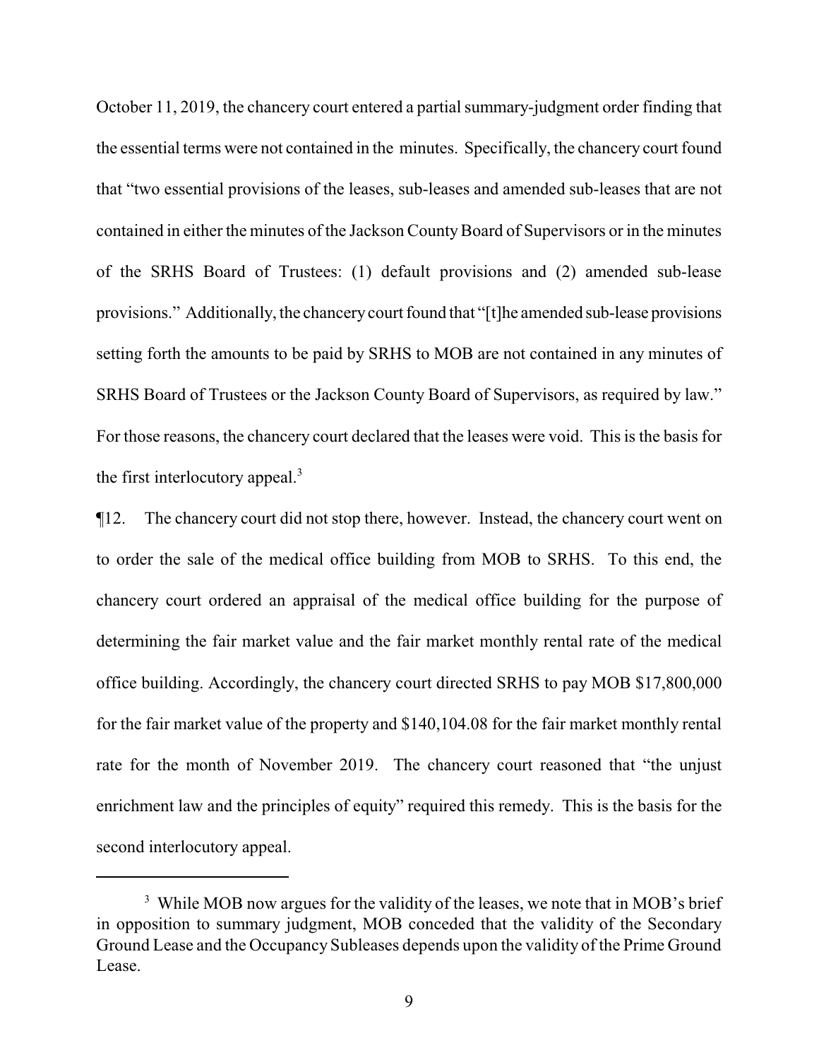October 11, 2019, the chancery court entered a partial summary-judgment order finding that the essential terms were not contained in the minutes. Specifically, the chancery court found that "two essential provisions of the leases, sub-leases and amended sub-leases that are not contained in either the minutes of the Jackson County Board of Supervisors or in the minutes of the SRHS Board of Trustees: (1) default provisions and (2) amended sub-lease provisions." Additionally, the chancery court found that "[t]he amended sub-lease provisions setting forth the amounts to be paid by SRHS to MOB are not contained in any minutes of SRHS Board of Trustees or the Jackson County Board of Supervisors, as required by law." For those reasons, the chancery court declared that the leases were void. This is the basis for the first interlocutory appeal.[3]

¶12. The chancery court did not stop there, however. Instead, the chancery court went on to order the sale of the medical office building from MOB to SRHS. To this end, the chancery court ordered an appraisal of the medical office building for the purpose of determining the fair market value and the fair market monthly rental rate of the medical office building. Accordingly, the chancery court directed SRHS to pay MOB $17,800,000 for the fair market value of the property and $140,104.08 for the fair market monthly rental rate for the month of November 2019. The chancery court reasoned that "the unjust enrichment law and the principles of equity" required this remedy. This is the basis for the second interlocutory appeal.

[3] While MOB now argues for the validity of the leases, we note that in MOB's brief in opposition to summary judgment, MOB conceded that the validity of the Secondary Ground Lease and the Occupancy Subleases depends upon the validity of the Prime Ground Lease.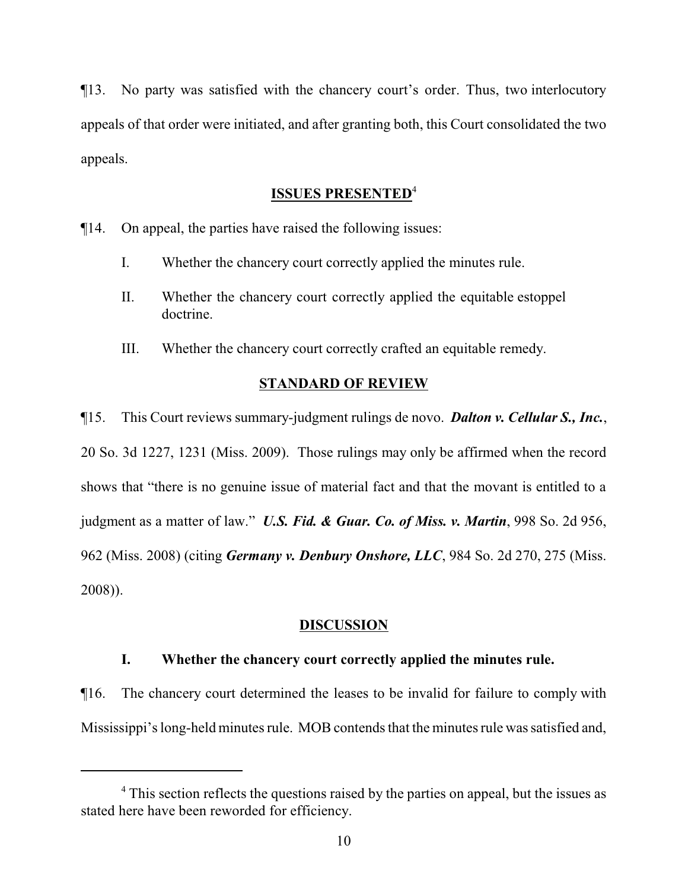¶13. No party was satisfied with the chancery court's order. Thus, two interlocutory appeals of that order were initiated, and after granting both, this Court consolidated the two appeals.

## ISSUES PRESENTED[4]

¶14. On appeal, the parties have raised the following issues:

I. Whether the chancery court correctly applied the minutes rule.

II. Whether the chancery court correctly applied the equitable estoppel doctrine.

III. Whether the chancery court correctly crafted an equitable remedy.

## STANDARD OF REVIEW

¶15. This Court reviews summary-judgment rulings de novo. ***Dalton v. Cellular S., Inc.***, 20 So. 3d 1227, 1231 (Miss. 2009). Those rulings may only be affirmed when the record shows that "there is no genuine issue of material fact and that the movant is entitled to a judgment as a matter of law." ***U.S. Fid. & Guar. Co. of Miss. v. Martin***, 998 So. 2d 956, 962 (Miss. 2008) (citing ***Germany v. Denbury Onshore, LLC***, 984 So. 2d 270, 275 (Miss. 2008)).

## DISCUSSION

### I. Whether the chancery court correctly applied the minutes rule.

¶16. The chancery court determined the leases to be invalid for failure to comply with Mississippi's long-held minutes rule. MOB contends that the minutes rule was satisfied and,

[4] This section reflects the questions raised by the parties on appeal, but the issues as stated here have been reworded for efficiency.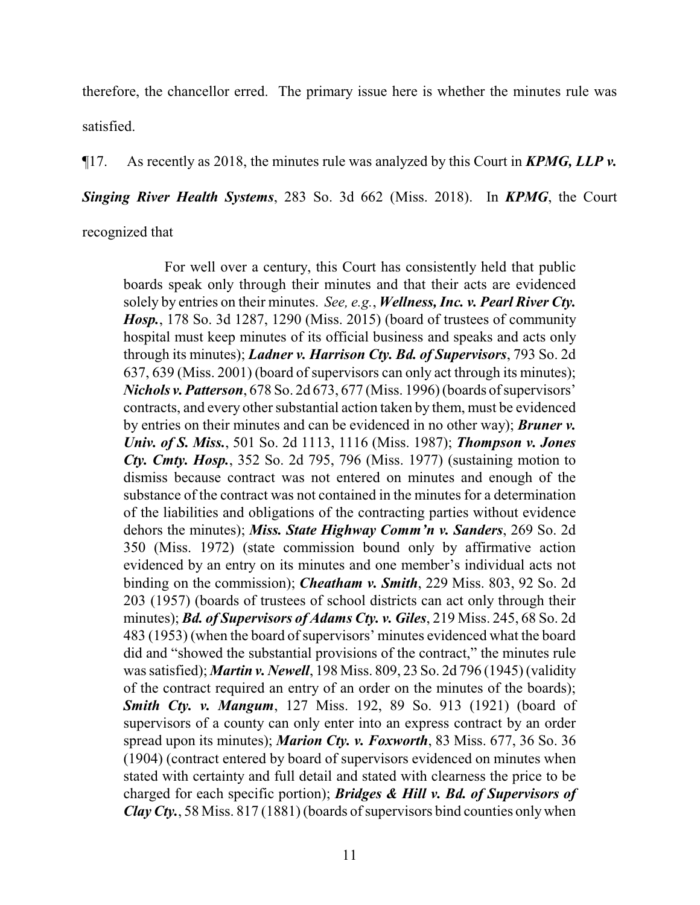therefore, the chancellor erred. The primary issue here is whether the minutes rule was satisfied.

¶17. As recently as 2018, the minutes rule was analyzed by this Court in ***KPMG, LLP v. Singing River Health Systems***, 283 So. 3d 662 (Miss. 2018). In ***KPMG***, the Court recognized that

> For well over a century, this Court has consistently held that public boards speak only through their minutes and that their acts are evidenced solely by entries on their minutes. *See, e.g.*, ***Wellness, Inc. v. Pearl River Cty. Hosp.***, 178 So. 3d 1287, 1290 (Miss. 2015) (board of trustees of community hospital must keep minutes of its official business and speaks and acts only through its minutes); ***Ladner v. Harrison Cty. Bd. of Supervisors***, 793 So. 2d 637, 639 (Miss. 2001) (board of supervisors can only act through its minutes); ***Nichols v. Patterson***, 678 So. 2d 673, 677 (Miss. 1996) (boards of supervisors' contracts, and every other substantial action taken by them, must be evidenced by entries on their minutes and can be evidenced in no other way); ***Bruner v. Univ. of S. Miss.***, 501 So. 2d 1113, 1116 (Miss. 1987); ***Thompson v. Jones Cty. Cmty. Hosp.***, 352 So. 2d 795, 796 (Miss. 1977) (sustaining motion to dismiss because contract was not entered on minutes and enough of the substance of the contract was not contained in the minutes for a determination of the liabilities and obligations of the contracting parties without evidence dehors the minutes); ***Miss. State Highway Comm'n v. Sanders***, 269 So. 2d 350 (Miss. 1972) (state commission bound only by affirmative action evidenced by an entry on its minutes and one member's individual acts not binding on the commission); ***Cheatham v. Smith***, 229 Miss. 803, 92 So. 2d 203 (1957) (boards of trustees of school districts can act only through their minutes); ***Bd. of Supervisors of Adams Cty. v. Giles***, 219 Miss. 245, 68 So. 2d 483 (1953) (when the board of supervisors' minutes evidenced what the board did and "showed the substantial provisions of the contract," the minutes rule was satisfied); ***Martin v. Newell***, 198 Miss. 809, 23 So. 2d 796 (1945) (validity of the contract required an entry of an order on the minutes of the boards); ***Smith Cty. v. Mangum***, 127 Miss. 192, 89 So. 913 (1921) (board of supervisors of a county can only enter into an express contract by an order spread upon its minutes); ***Marion Cty. v. Foxworth***, 83 Miss. 677, 36 So. 36 (1904) (contract entered by board of supervisors evidenced on minutes when stated with certainty and full detail and stated with clearness the price to be charged for each specific portion); ***Bridges & Hill v. Bd. of Supervisors of Clay Cty.***, 58 Miss. 817 (1881) (boards of supervisors bind counties only when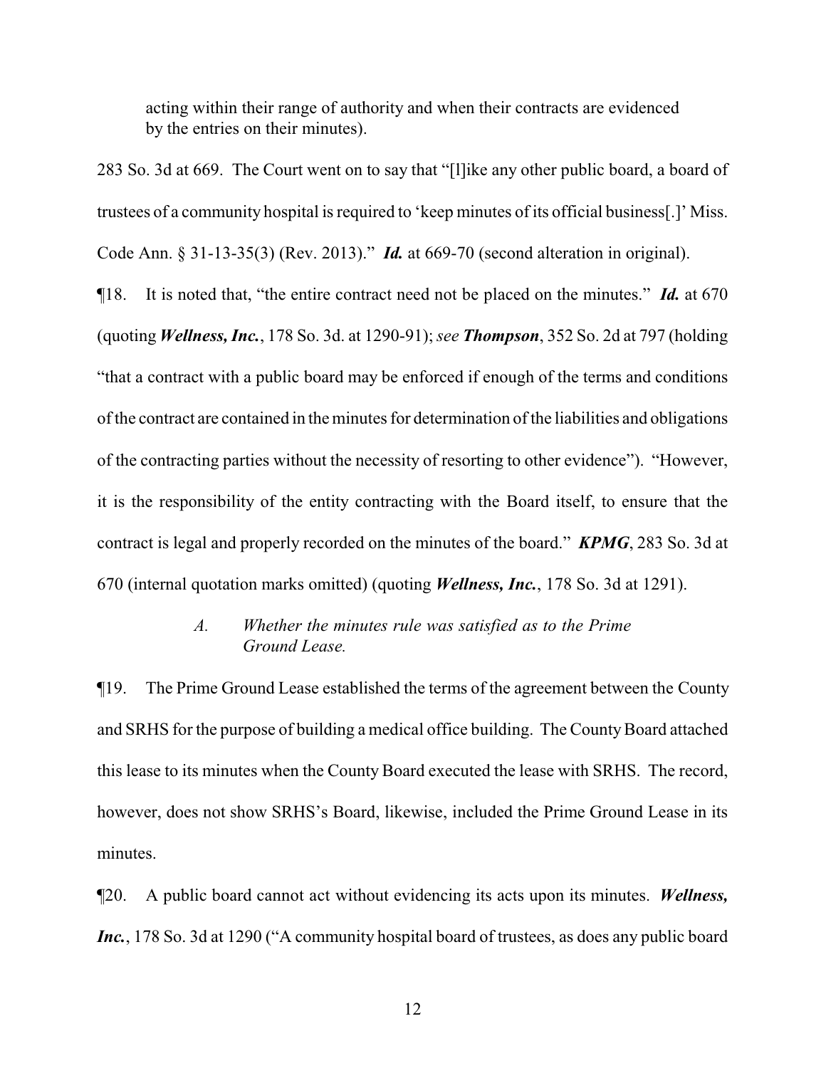acting within their range of authority and when their contracts are evidenced by the entries on their minutes).

283 So. 3d at 669. The Court went on to say that "[l]ike any other public board, a board of trustees of a community hospital is required to 'keep minutes of its official business[.]' Miss. Code Ann. § 31-13-35(3) (Rev. 2013)." ***Id.*** at 669-70 (second alteration in original).

¶18. It is noted that, "the entire contract need not be placed on the minutes." ***Id.*** at 670 (quoting ***Wellness, Inc.***, 178 So. 3d. at 1290-91); *see* ***Thompson***, 352 So. 2d at 797 (holding "that a contract with a public board may be enforced if enough of the terms and conditions of the contract are contained in the minutes for determination of the liabilities and obligations of the contracting parties without the necessity of resorting to other evidence"). "However, it is the responsibility of the entity contracting with the Board itself, to ensure that the contract is legal and properly recorded on the minutes of the board." ***KPMG***, 283 So. 3d at 670 (internal quotation marks omitted) (quoting ***Wellness, Inc.***, 178 So. 3d at 1291).

*A. Whether the minutes rule was satisfied as to the Prime Ground Lease.*

¶19. The Prime Ground Lease established the terms of the agreement between the County and SRHS for the purpose of building a medical office building. The County Board attached this lease to its minutes when the County Board executed the lease with SRHS. The record, however, does not show SRHS's Board, likewise, included the Prime Ground Lease in its minutes.

¶20. A public board cannot act without evidencing its acts upon its minutes. ***Wellness, Inc.***, 178 So. 3d at 1290 ("A community hospital board of trustees, as does any public board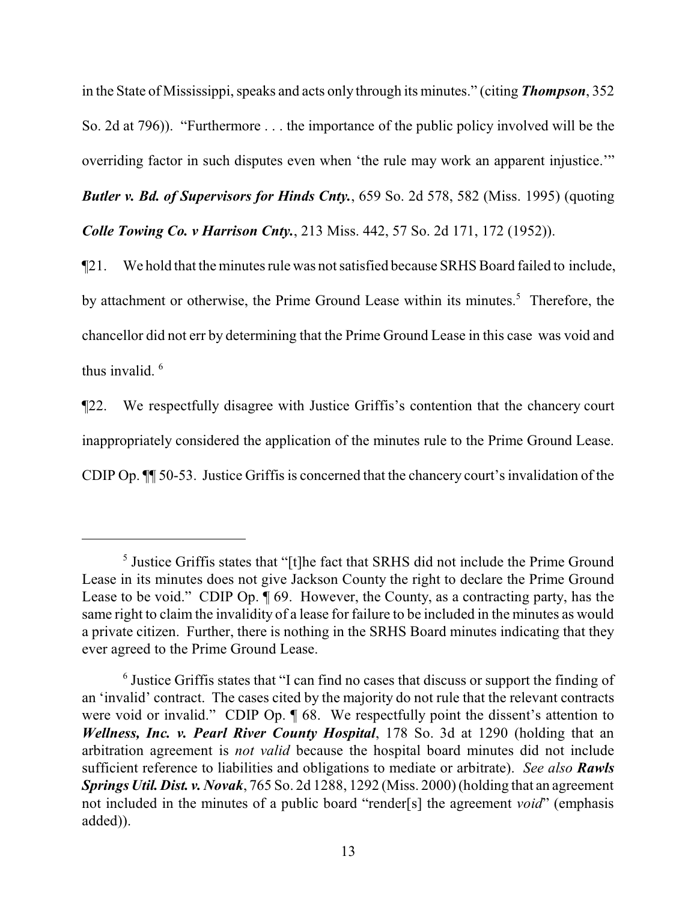in the State of Mississippi, speaks and acts only through its minutes." (citing ***Thompson***, 352 So. 2d at 796)). "Furthermore . . . the importance of the public policy involved will be the overriding factor in such disputes even when 'the rule may work an apparent injustice.'" ***Butler v. Bd. of Supervisors for Hinds Cnty.***, 659 So. 2d 578, 582 (Miss. 1995) (quoting ***Colle Towing Co. v Harrison Cnty.***, 213 Miss. 442, 57 So. 2d 171, 172 (1952)).

¶21. We hold that the minutes rule was not satisfied because SRHS Board failed to include, by attachment or otherwise, the Prime Ground Lease within its minutes.[5] Therefore, the chancellor did not err by determining that the Prime Ground Lease in this case was void and thus invalid.[6]

¶22. We respectfully disagree with Justice Griffis's contention that the chancery court inappropriately considered the application of the minutes rule to the Prime Ground Lease. CDIP Op. ¶¶ 50-53. Justice Griffis is concerned that the chancery court's invalidation of the

---

[5] Justice Griffis states that "[t]he fact that SRHS did not include the Prime Ground Lease in its minutes does not give Jackson County the right to declare the Prime Ground Lease to be void." CDIP Op. ¶ 69. However, the County, as a contracting party, has the same right to claim the invalidity of a lease for failure to be included in the minutes as would a private citizen. Further, there is nothing in the SRHS Board minutes indicating that they ever agreed to the Prime Ground Lease.

[6] Justice Griffis states that "I can find no cases that discuss or support the finding of an 'invalid' contract. The cases cited by the majority do not rule that the relevant contracts were void or invalid." CDIP Op. ¶ 68. We respectfully point the dissent's attention to ***Wellness, Inc. v. Pearl River County Hospital***, 178 So. 3d at 1290 (holding that an arbitration agreement is *not valid* because the hospital board minutes did not include sufficient reference to liabilities and obligations to mediate or arbitrate). *See also* ***Rawls Springs Util. Dist. v. Novak***, 765 So. 2d 1288, 1292 (Miss. 2000) (holding that an agreement not included in the minutes of a public board "render[s] the agreement *void*" (emphasis added)).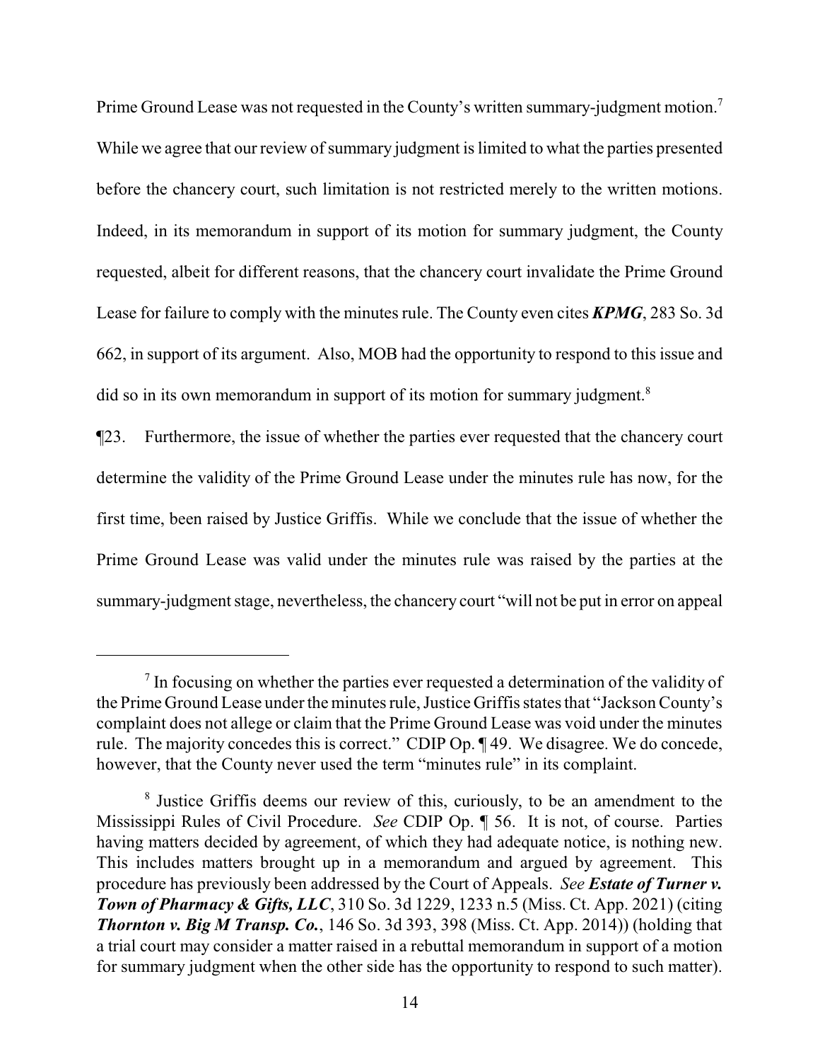Prime Ground Lease was not requested in the County's written summary-judgment motion.[7] While we agree that our review of summary judgment is limited to what the parties presented before the chancery court, such limitation is not restricted merely to the written motions. Indeed, in its memorandum in support of its motion for summary judgment, the County requested, albeit for different reasons, that the chancery court invalidate the Prime Ground Lease for failure to comply with the minutes rule. The County even cites ***KPMG***, 283 So. 3d 662, in support of its argument. Also, MOB had the opportunity to respond to this issue and did so in its own memorandum in support of its motion for summary judgment.[8]

¶23. Furthermore, the issue of whether the parties ever requested that the chancery court determine the validity of the Prime Ground Lease under the minutes rule has now, for the first time, been raised by Justice Griffis. While we conclude that the issue of whether the Prime Ground Lease was valid under the minutes rule was raised by the parties at the summary-judgment stage, nevertheless, the chancery court "will not be put in error on appeal

---

[7] In focusing on whether the parties ever requested a determination of the validity of the Prime Ground Lease under the minutes rule, Justice Griffis states that "Jackson County's complaint does not allege or claim that the Prime Ground Lease was void under the minutes rule. The majority concedes this is correct." CDIP Op. ¶ 49. We disagree. We do concede, however, that the County never used the term "minutes rule" in its complaint.

[8] Justice Griffis deems our review of this, curiously, to be an amendment to the Mississippi Rules of Civil Procedure. *See* CDIP Op. ¶ 56. It is not, of course. Parties having matters decided by agreement, of which they had adequate notice, is nothing new. This includes matters brought up in a memorandum and argued by agreement. This procedure has previously been addressed by the Court of Appeals. *See* ***Estate of Turner v. Town of Pharmacy & Gifts, LLC***, 310 So. 3d 1229, 1233 n.5 (Miss. Ct. App. 2021) (citing ***Thornton v. Big M Transp. Co.***, 146 So. 3d 393, 398 (Miss. Ct. App. 2014)) (holding that a trial court may consider a matter raised in a rebuttal memorandum in support of a motion for summary judgment when the other side has the opportunity to respond to such matter).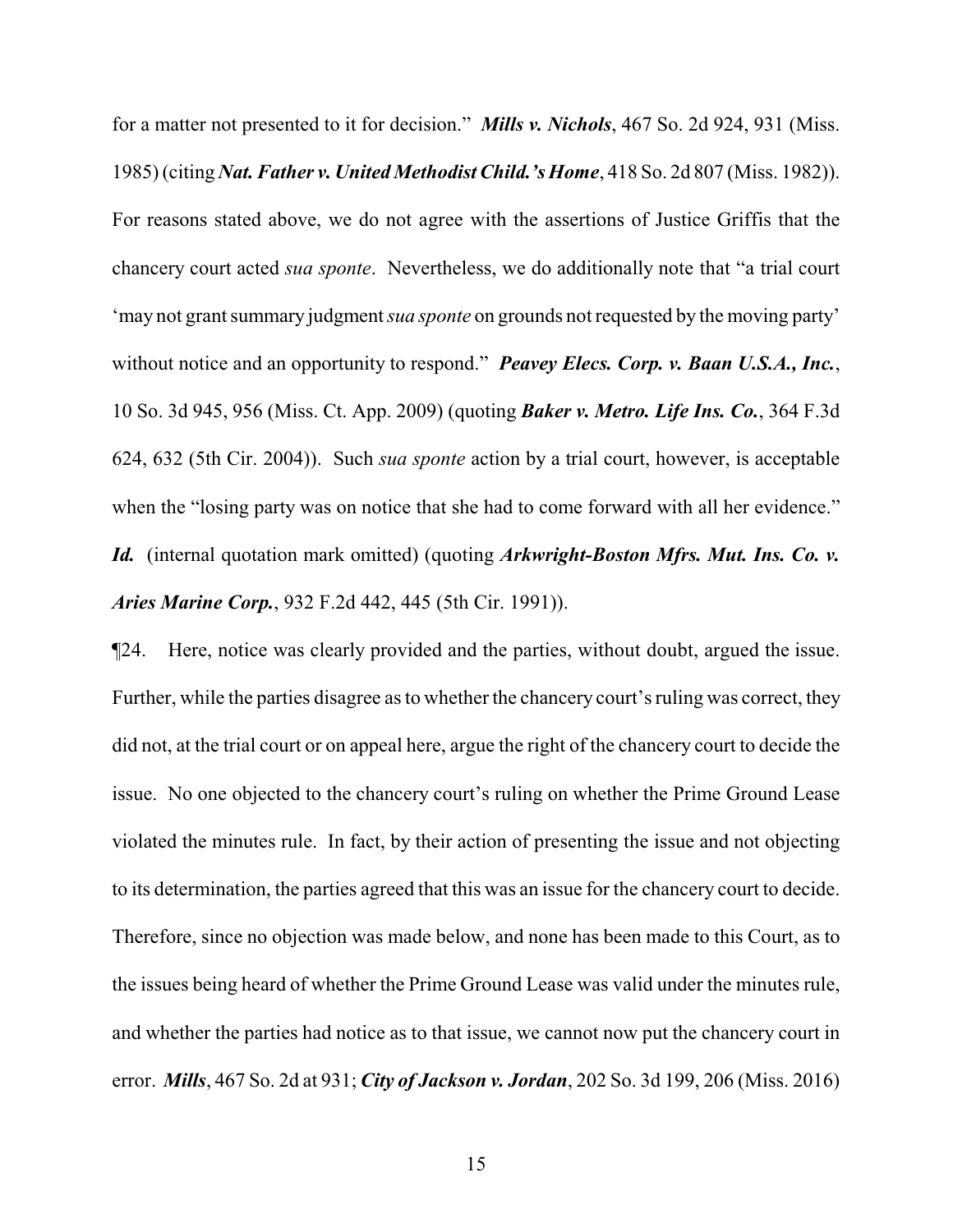for a matter not presented to it for decision." ***Mills v. Nichols***, 467 So. 2d 924, 931 (Miss. 1985) (citing ***Nat. Father v. United Methodist Child.'s Home***, 418 So. 2d 807 (Miss. 1982)). For reasons stated above, we do not agree with the assertions of Justice Griffis that the chancery court acted *sua sponte*. Nevertheless, we do additionally note that "a trial court 'may not grant summary judgment *sua sponte* on grounds not requested by the moving party' without notice and an opportunity to respond." ***Peavey Elecs. Corp. v. Baan U.S.A., Inc.***, 10 So. 3d 945, 956 (Miss. Ct. App. 2009) (quoting ***Baker v. Metro. Life Ins. Co.***, 364 F.3d 624, 632 (5th Cir. 2004)). Such *sua sponte* action by a trial court, however, is acceptable when the "losing party was on notice that she had to come forward with all her evidence." ***Id.*** (internal quotation mark omitted) (quoting ***Arkwright-Boston Mfrs. Mut. Ins. Co. v. Aries Marine Corp.***, 932 F.2d 442, 445 (5th Cir. 1991)).

¶24. Here, notice was clearly provided and the parties, without doubt, argued the issue. Further, while the parties disagree as to whether the chancery court's ruling was correct, they did not, at the trial court or on appeal here, argue the right of the chancery court to decide the issue. No one objected to the chancery court's ruling on whether the Prime Ground Lease violated the minutes rule. In fact, by their action of presenting the issue and not objecting to its determination, the parties agreed that this was an issue for the chancery court to decide. Therefore, since no objection was made below, and none has been made to this Court, as to the issues being heard of whether the Prime Ground Lease was valid under the minutes rule, and whether the parties had notice as to that issue, we cannot now put the chancery court in error. ***Mills***, 467 So. 2d at 931; ***City of Jackson v. Jordan***, 202 So. 3d 199, 206 (Miss. 2016)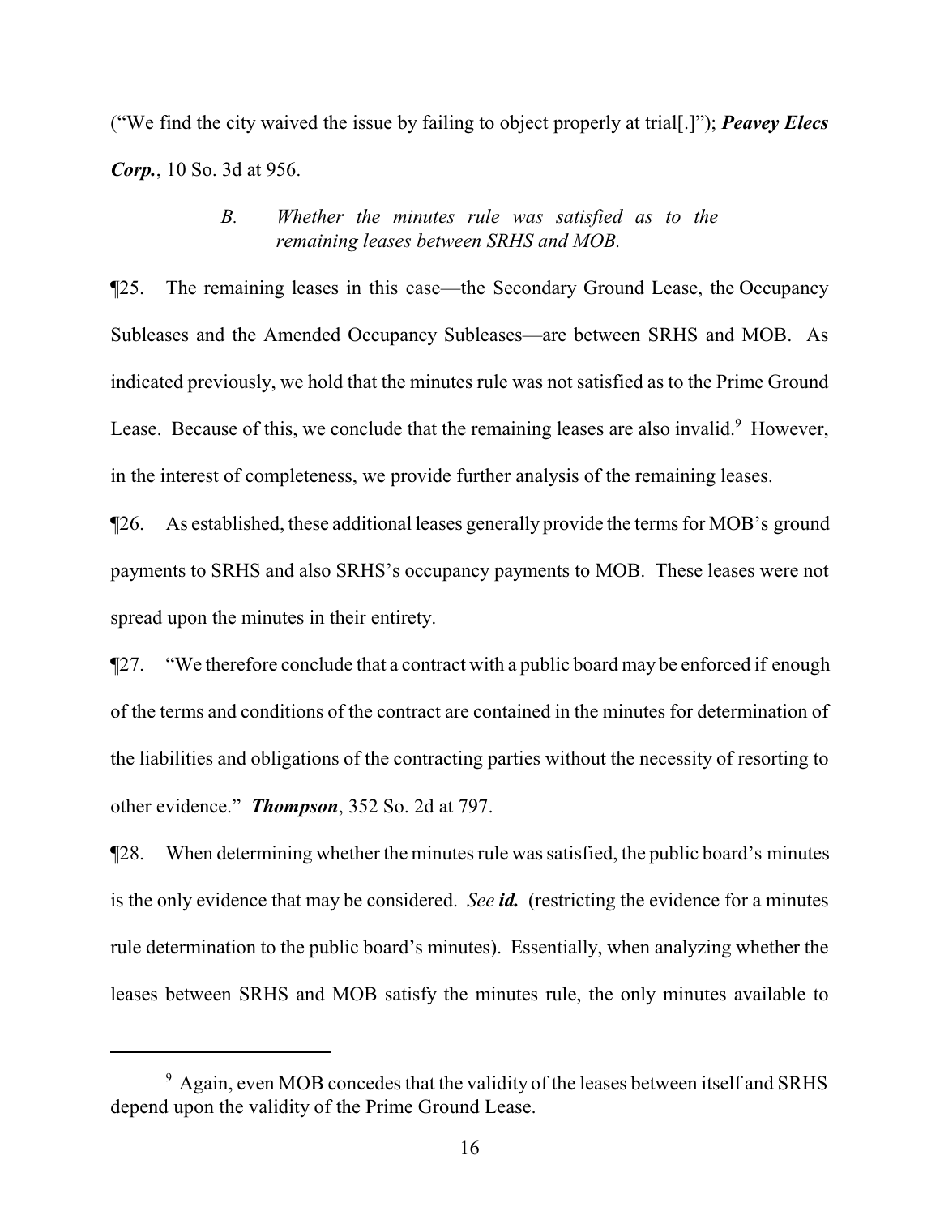("We find the city waived the issue by failing to object properly at trial[.]"); ***Peavey Elecs Corp.***, 10 So. 3d at 956.

### *B. Whether the minutes rule was satisfied as to the remaining leases between SRHS and MOB.*

¶25. The remaining leases in this case—the Secondary Ground Lease, the Occupancy Subleases and the Amended Occupancy Subleases—are between SRHS and MOB. As indicated previously, we hold that the minutes rule was not satisfied as to the Prime Ground Lease. Because of this, we conclude that the remaining leases are also invalid.[9] However, in the interest of completeness, we provide further analysis of the remaining leases.

¶26. As established, these additional leases generally provide the terms for MOB's ground payments to SRHS and also SRHS's occupancy payments to MOB. These leases were not spread upon the minutes in their entirety.

¶27. "We therefore conclude that a contract with a public board may be enforced if enough of the terms and conditions of the contract are contained in the minutes for determination of the liabilities and obligations of the contracting parties without the necessity of resorting to other evidence." ***Thompson***, 352 So. 2d at 797.

¶28. When determining whether the minutes rule was satisfied, the public board's minutes is the only evidence that may be considered. *See* ***id.*** (restricting the evidence for a minutes rule determination to the public board's minutes). Essentially, when analyzing whether the leases between SRHS and MOB satisfy the minutes rule, the only minutes available to

---

[9] Again, even MOB concedes that the validity of the leases between itself and SRHS depend upon the validity of the Prime Ground Lease.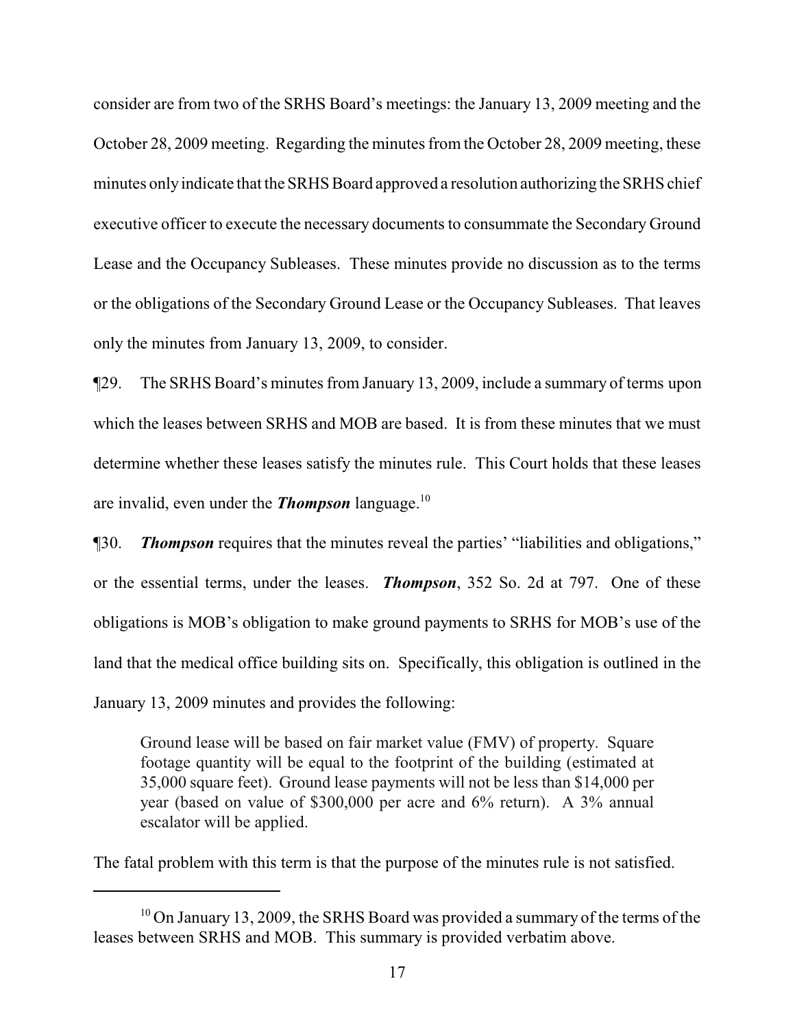consider are from two of the SRHS Board's meetings: the January 13, 2009 meeting and the October 28, 2009 meeting. Regarding the minutes from the October 28, 2009 meeting, these minutes only indicate that the SRHS Board approved a resolution authorizing the SRHS chief executive officer to execute the necessary documents to consummate the Secondary Ground Lease and the Occupancy Subleases. These minutes provide no discussion as to the terms or the obligations of the Secondary Ground Lease or the Occupancy Subleases. That leaves only the minutes from January 13, 2009, to consider.

¶29. The SRHS Board's minutes from January 13, 2009, include a summary of terms upon which the leases between SRHS and MOB are based. It is from these minutes that we must determine whether these leases satisfy the minutes rule. This Court holds that these leases are invalid, even under the ***Thompson*** language.[10]

¶30. ***Thompson*** requires that the minutes reveal the parties' "liabilities and obligations," or the essential terms, under the leases. ***Thompson***, 352 So. 2d at 797. One of these obligations is MOB's obligation to make ground payments to SRHS for MOB's use of the land that the medical office building sits on. Specifically, this obligation is outlined in the January 13, 2009 minutes and provides the following:

> Ground lease will be based on fair market value (FMV) of property. Square footage quantity will be equal to the footprint of the building (estimated at 35,000 square feet). Ground lease payments will not be less than $14,000 per year (based on value of $300,000 per acre and 6% return). A 3% annual escalator will be applied.

The fatal problem with this term is that the purpose of the minutes rule is not satisfied.

---

[10] On January 13, 2009, the SRHS Board was provided a summary of the terms of the leases between SRHS and MOB. This summary is provided verbatim above.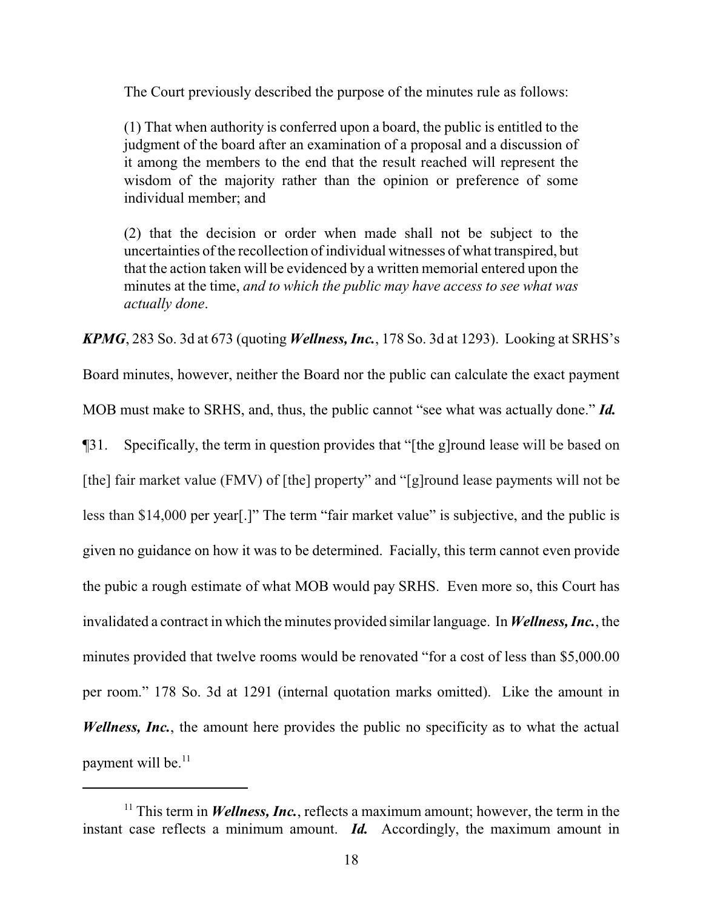The Court previously described the purpose of the minutes rule as follows:

> (1) That when authority is conferred upon a board, the public is entitled to the judgment of the board after an examination of a proposal and a discussion of it among the members to the end that the result reached will represent the wisdom of the majority rather than the opinion or preference of some individual member; and
>
> (2) that the decision or order when made shall not be subject to the uncertainties of the recollection of individual witnesses of what transpired, but that the action taken will be evidenced by a written memorial entered upon the minutes at the time, *and to which the public may have access to see what was actually done*.

***KPMG***, 283 So. 3d at 673 (quoting ***Wellness, Inc.***, 178 So. 3d at 1293). Looking at SRHS's Board minutes, however, neither the Board nor the public can calculate the exact payment MOB must make to SRHS, and, thus, the public cannot "see what was actually done." ***Id.***

¶31. Specifically, the term in question provides that "[the g]round lease will be based on [the] fair market value (FMV) of [the] property" and "[g]round lease payments will not be less than $14,000 per year[.]" The term "fair market value" is subjective, and the public is given no guidance on how it was to be determined. Facially, this term cannot even provide the pubic a rough estimate of what MOB would pay SRHS. Even more so, this Court has invalidated a contract in which the minutes provided similar language. In ***Wellness, Inc.***, the minutes provided that twelve rooms would be renovated "for a cost of less than $5,000.00 per room." 178 So. 3d at 1291 (internal quotation marks omitted). Like the amount in ***Wellness, Inc.***, the amount here provides the public no specificity as to what the actual payment will be.[11]

---

[11] This term in ***Wellness, Inc.***, reflects a maximum amount; however, the term in the instant case reflects a minimum amount. ***Id.*** Accordingly, the maximum amount in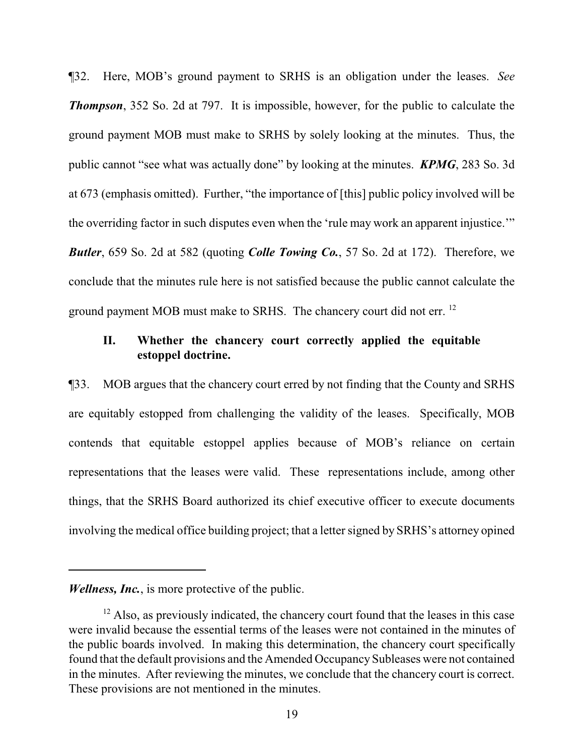¶32. Here, MOB's ground payment to SRHS is an obligation under the leases. *See* ***Thompson***, 352 So. 2d at 797. It is impossible, however, for the public to calculate the ground payment MOB must make to SRHS by solely looking at the minutes. Thus, the public cannot "see what was actually done" by looking at the minutes. ***KPMG***, 283 So. 3d at 673 (emphasis omitted). Further, "the importance of [this] public policy involved will be the overriding factor in such disputes even when the 'rule may work an apparent injustice.'" ***Butler***, 659 So. 2d at 582 (quoting ***Colle Towing Co.***, 57 So. 2d at 172). Therefore, we conclude that the minutes rule here is not satisfied because the public cannot calculate the ground payment MOB must make to SRHS. The chancery court did not err. [12]

### II. Whether the chancery court correctly applied the equitable estoppel doctrine.

¶33. MOB argues that the chancery court erred by not finding that the County and SRHS are equitably estopped from challenging the validity of the leases. Specifically, MOB contends that equitable estoppel applies because of MOB's reliance on certain representations that the leases were valid. These representations include, among other things, that the SRHS Board authorized its chief executive officer to execute documents involving the medical office building project; that a letter signed by SRHS's attorney opined

---

***Wellness, Inc.***, is more protective of the public.

[12] Also, as previously indicated, the chancery court found that the leases in this case were invalid because the essential terms of the leases were not contained in the minutes of the public boards involved. In making this determination, the chancery court specifically found that the default provisions and the Amended Occupancy Subleases were not contained in the minutes. After reviewing the minutes, we conclude that the chancery court is correct. These provisions are not mentioned in the minutes.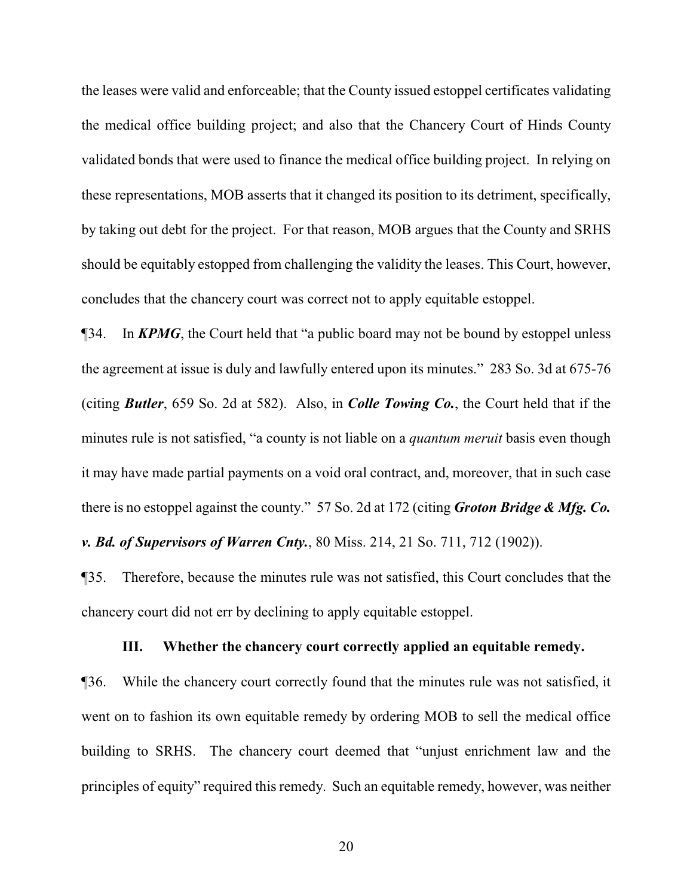the leases were valid and enforceable; that the County issued estoppel certificates validating the medical office building project; and also that the Chancery Court of Hinds County validated bonds that were used to finance the medical office building project. In relying on these representations, MOB asserts that it changed its position to its detriment, specifically, by taking out debt for the project. For that reason, MOB argues that the County and SRHS should be equitably estopped from challenging the validity the leases. This Court, however, concludes that the chancery court was correct not to apply equitable estoppel.

¶34. In ***KPMG***, the Court held that "a public board may not be bound by estoppel unless the agreement at issue is duly and lawfully entered upon its minutes." 283 So. 3d at 675-76 (citing ***Butler***, 659 So. 2d at 582). Also, in ***Colle Towing Co.***, the Court held that if the minutes rule is not satisfied, "a county is not liable on a *quantum meruit* basis even though it may have made partial payments on a void oral contract, and, moreover, that in such case there is no estoppel against the county." 57 So. 2d at 172 (citing ***Groton Bridge & Mfg. Co. v. Bd. of Supervisors of Warren Cnty.***, 80 Miss. 214, 21 So. 711, 712 (1902)).

¶35. Therefore, because the minutes rule was not satisfied, this Court concludes that the chancery court did not err by declining to apply equitable estoppel.

### III. Whether the chancery court correctly applied an equitable remedy.

¶36. While the chancery court correctly found that the minutes rule was not satisfied, it went on to fashion its own equitable remedy by ordering MOB to sell the medical office building to SRHS. The chancery court deemed that "unjust enrichment law and the principles of equity" required this remedy. Such an equitable remedy, however, was neither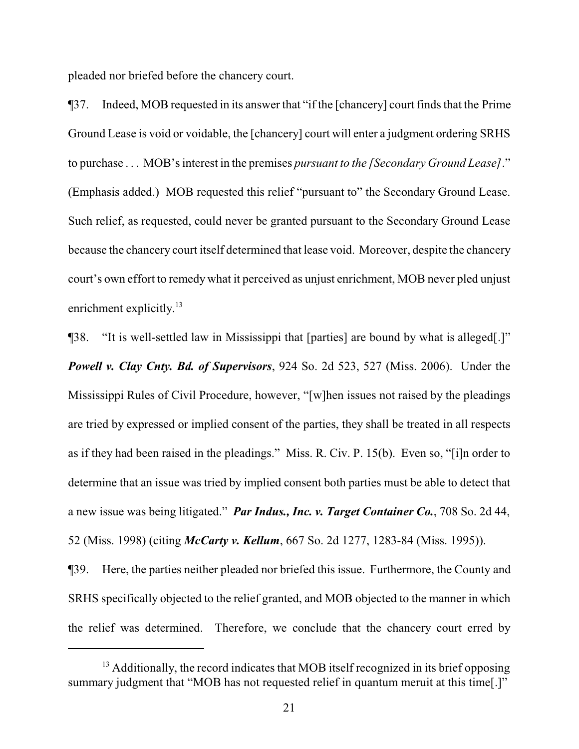pleaded nor briefed before the chancery court.

¶37. Indeed, MOB requested in its answer that "if the [chancery] court finds that the Prime Ground Lease is void or voidable, the [chancery] court will enter a judgment ordering SRHS to purchase . . . MOB's interest in the premises *pursuant to the [Secondary Ground Lease]*." (Emphasis added.) MOB requested this relief "pursuant to" the Secondary Ground Lease. Such relief, as requested, could never be granted pursuant to the Secondary Ground Lease because the chancery court itself determined that lease void. Moreover, despite the chancery court's own effort to remedy what it perceived as unjust enrichment, MOB never pled unjust enrichment explicitly.[13]

¶38. "It is well-settled law in Mississippi that [parties] are bound by what is alleged[.]" ***Powell v. Clay Cnty. Bd. of Supervisors***, 924 So. 2d 523, 527 (Miss. 2006). Under the Mississippi Rules of Civil Procedure, however, "[w]hen issues not raised by the pleadings are tried by expressed or implied consent of the parties, they shall be treated in all respects as if they had been raised in the pleadings." Miss. R. Civ. P. 15(b). Even so, "[i]n order to determine that an issue was tried by implied consent both parties must be able to detect that a new issue was being litigated." ***Par Indus., Inc. v. Target Container Co.***, 708 So. 2d 44, 52 (Miss. 1998) (citing ***McCarty v. Kellum***, 667 So. 2d 1277, 1283-84 (Miss. 1995)).

¶39. Here, the parties neither pleaded nor briefed this issue. Furthermore, the County and SRHS specifically objected to the relief granted, and MOB objected to the manner in which the relief was determined. Therefore, we conclude that the chancery court erred by

[13] Additionally, the record indicates that MOB itself recognized in its brief opposing summary judgment that "MOB has not requested relief in quantum meruit at this time[.]"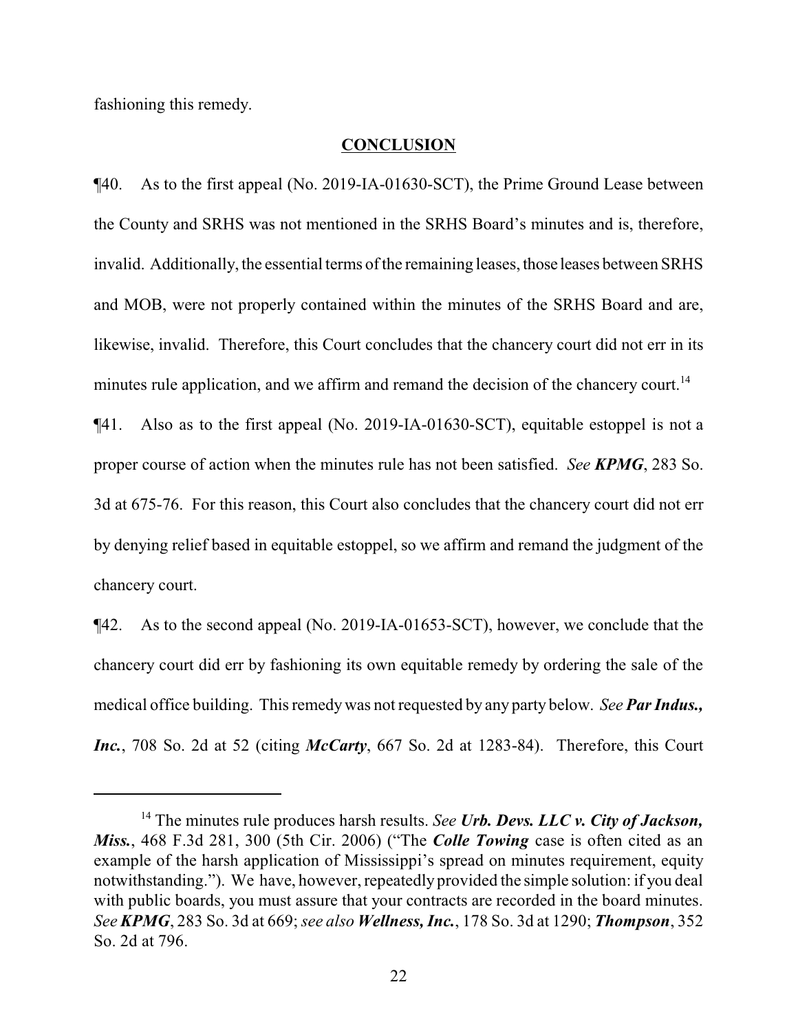fashioning this remedy.

## CONCLUSION

¶40. As to the first appeal (No. 2019-IA-01630-SCT), the Prime Ground Lease between the County and SRHS was not mentioned in the SRHS Board's minutes and is, therefore, invalid. Additionally, the essential terms of the remaining leases, those leases between SRHS and MOB, were not properly contained within the minutes of the SRHS Board and are, likewise, invalid. Therefore, this Court concludes that the chancery court did not err in its minutes rule application, and we affirm and remand the decision of the chancery court.[14]

¶41. Also as to the first appeal (No. 2019-IA-01630-SCT), equitable estoppel is not a proper course of action when the minutes rule has not been satisfied. *See* ***KPMG***, 283 So. 3d at 675-76. For this reason, this Court also concludes that the chancery court did not err by denying relief based in equitable estoppel, so we affirm and remand the judgment of the chancery court.

¶42. As to the second appeal (No. 2019-IA-01653-SCT), however, we conclude that the chancery court did err by fashioning its own equitable remedy by ordering the sale of the medical office building. This remedy was not requested by any party below. *See* ***Par Indus., Inc.***, 708 So. 2d at 52 (citing ***McCarty***, 667 So. 2d at 1283-84). Therefore, this Court

---

[14] The minutes rule produces harsh results. *See* ***Urb. Devs. LLC v. City of Jackson, Miss.***, 468 F.3d 281, 300 (5th Cir. 2006) ("The ***Colle Towing*** case is often cited as an example of the harsh application of Mississippi's spread on minutes requirement, equity notwithstanding."). We have, however, repeatedly provided the simple solution: if you deal with public boards, you must assure that your contracts are recorded in the board minutes. *See* ***KPMG***, 283 So. 3d at 669; *see also* ***Wellness, Inc.***, 178 So. 3d at 1290; ***Thompson***, 352 So. 2d at 796.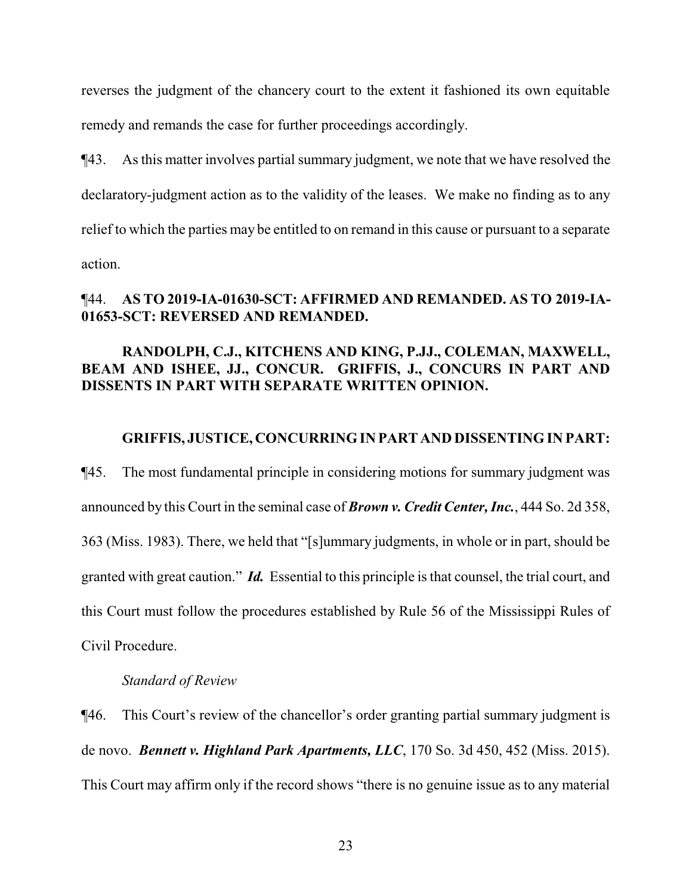reverses the judgment of the chancery court to the extent it fashioned its own equitable remedy and remands the case for further proceedings accordingly.

¶43. As this matter involves partial summary judgment, we note that we have resolved the declaratory-judgment action as to the validity of the leases. We make no finding as to any relief to which the parties may be entitled to on remand in this cause or pursuant to a separate action.

¶44. **AS TO 2019-IA-01630-SCT: AFFIRMED AND REMANDED. AS TO 2019-IA-01653-SCT: REVERSED AND REMANDED.**

**RANDOLPH, C.J., KITCHENS AND KING, P.JJ., COLEMAN, MAXWELL, BEAM AND ISHEE, JJ., CONCUR. GRIFFIS, J., CONCURS IN PART AND DISSENTS IN PART WITH SEPARATE WRITTEN OPINION.**

**GRIFFIS, JUSTICE, CONCURRING IN PART AND DISSENTING IN PART:**

¶45. The most fundamental principle in considering motions for summary judgment was announced by this Court in the seminal case of ***Brown v. Credit Center, Inc.***, 444 So. 2d 358, 363 (Miss. 1983). There, we held that "[s]ummary judgments, in whole or in part, should be granted with great caution." ***Id.*** Essential to this principle is that counsel, the trial court, and this Court must follow the procedures established by Rule 56 of the Mississippi Rules of Civil Procedure.

*Standard of Review*

¶46. This Court's review of the chancellor's order granting partial summary judgment is de novo. ***Bennett v. Highland Park Apartments, LLC***, 170 So. 3d 450, 452 (Miss. 2015). This Court may affirm only if the record shows "there is no genuine issue as to any material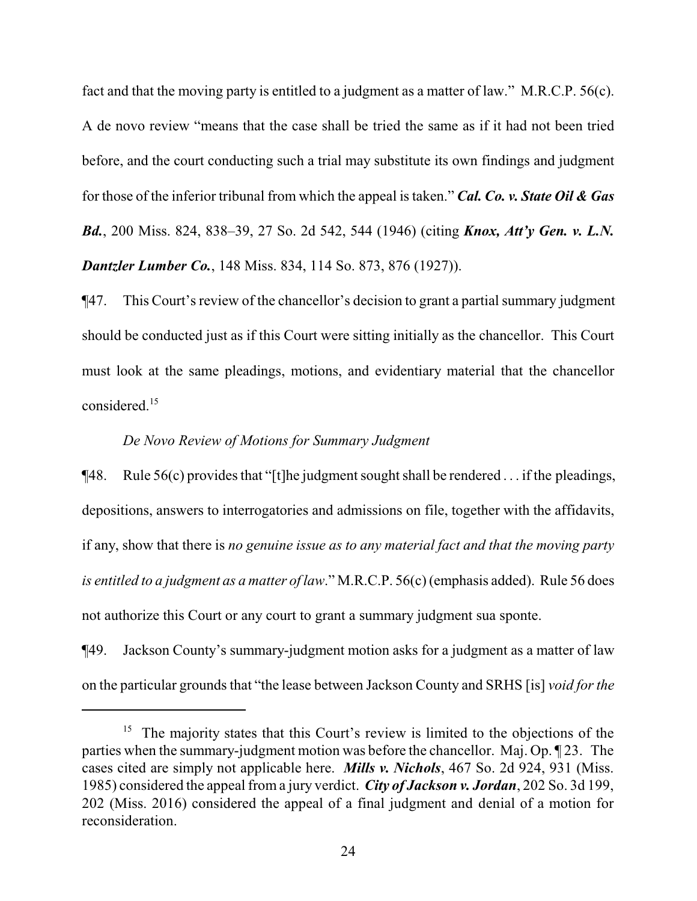fact and that the moving party is entitled to a judgment as a matter of law." M.R.C.P. 56(c). A de novo review "means that the case shall be tried the same as if it had not been tried before, and the court conducting such a trial may substitute its own findings and judgment for those of the inferior tribunal from which the appeal is taken." ***Cal. Co. v. State Oil & Gas Bd.***, 200 Miss. 824, 838–39, 27 So. 2d 542, 544 (1946) (citing ***Knox, Att'y Gen. v. L.N. Dantzler Lumber Co.***, 148 Miss. 834, 114 So. 873, 876 (1927)).

¶47. This Court's review of the chancellor's decision to grant a partial summary judgment should be conducted just as if this Court were sitting initially as the chancellor. This Court must look at the same pleadings, motions, and evidentiary material that the chancellor considered.[15]

*De Novo Review of Motions for Summary Judgment*

¶48. Rule 56(c) provides that "[t]he judgment sought shall be rendered . . . if the pleadings, depositions, answers to interrogatories and admissions on file, together with the affidavits, if any, show that there is *no genuine issue as to any material fact and that the moving party is entitled to a judgment as a matter of law*." M.R.C.P. 56(c) (emphasis added). Rule 56 does not authorize this Court or any court to grant a summary judgment sua sponte.

¶49. Jackson County's summary-judgment motion asks for a judgment as a matter of law on the particular grounds that "the lease between Jackson County and SRHS [is] *void for the*

---

[15] The majority states that this Court's review is limited to the objections of the parties when the summary-judgment motion was before the chancellor. Maj. Op. ¶ 23. The cases cited are simply not applicable here. ***Mills v. Nichols***, 467 So. 2d 924, 931 (Miss. 1985) considered the appeal from a jury verdict. ***City of Jackson v. Jordan***, 202 So. 3d 199, 202 (Miss. 2016) considered the appeal of a final judgment and denial of a motion for reconsideration.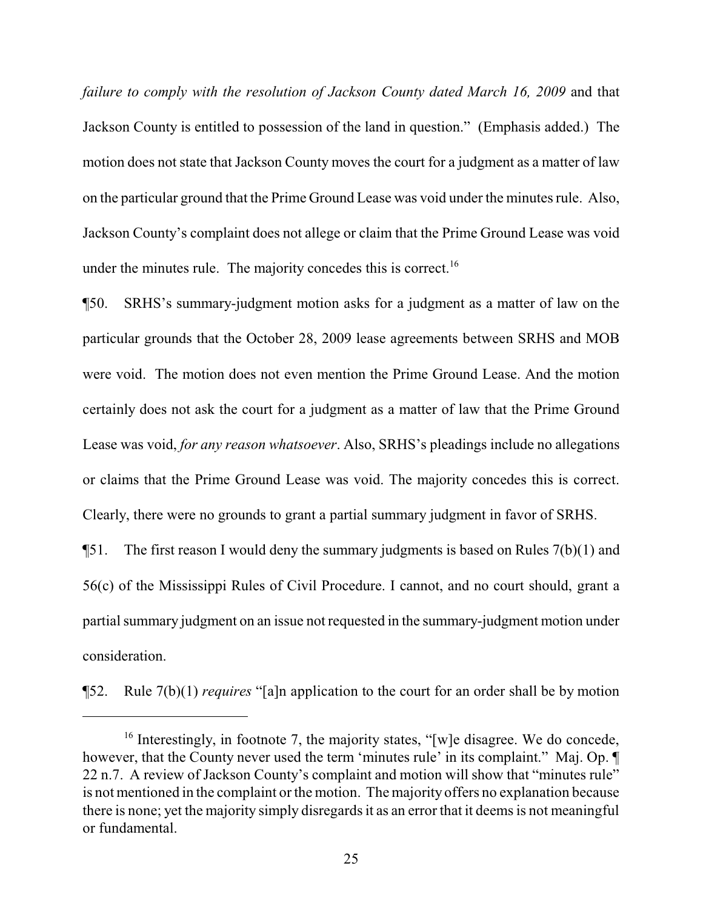*failure to comply with the resolution of Jackson County dated March 16, 2009* and that Jackson County is entitled to possession of the land in question." (Emphasis added.) The motion does not state that Jackson County moves the court for a judgment as a matter of law on the particular ground that the Prime Ground Lease was void under the minutes rule. Also, Jackson County's complaint does not allege or claim that the Prime Ground Lease was void under the minutes rule. The majority concedes this is correct.[16]

¶50. SRHS's summary-judgment motion asks for a judgment as a matter of law on the particular grounds that the October 28, 2009 lease agreements between SRHS and MOB were void. The motion does not even mention the Prime Ground Lease. And the motion certainly does not ask the court for a judgment as a matter of law that the Prime Ground Lease was void, *for any reason whatsoever*. Also, SRHS's pleadings include no allegations or claims that the Prime Ground Lease was void. The majority concedes this is correct. Clearly, there were no grounds to grant a partial summary judgment in favor of SRHS.

¶51. The first reason I would deny the summary judgments is based on Rules 7(b)(1) and 56(c) of the Mississippi Rules of Civil Procedure. I cannot, and no court should, grant a partial summary judgment on an issue not requested in the summary-judgment motion under consideration.

¶52. Rule 7(b)(1) *requires* "[a]n application to the court for an order shall be by motion

[16] Interestingly, in footnote 7, the majority states, "[w]e disagree. We do concede, however, that the County never used the term 'minutes rule' in its complaint." Maj. Op. ¶ 22 n.7. A review of Jackson County's complaint and motion will show that "minutes rule" is not mentioned in the complaint or the motion. The majority offers no explanation because there is none; yet the majority simply disregards it as an error that it deems is not meaningful or fundamental.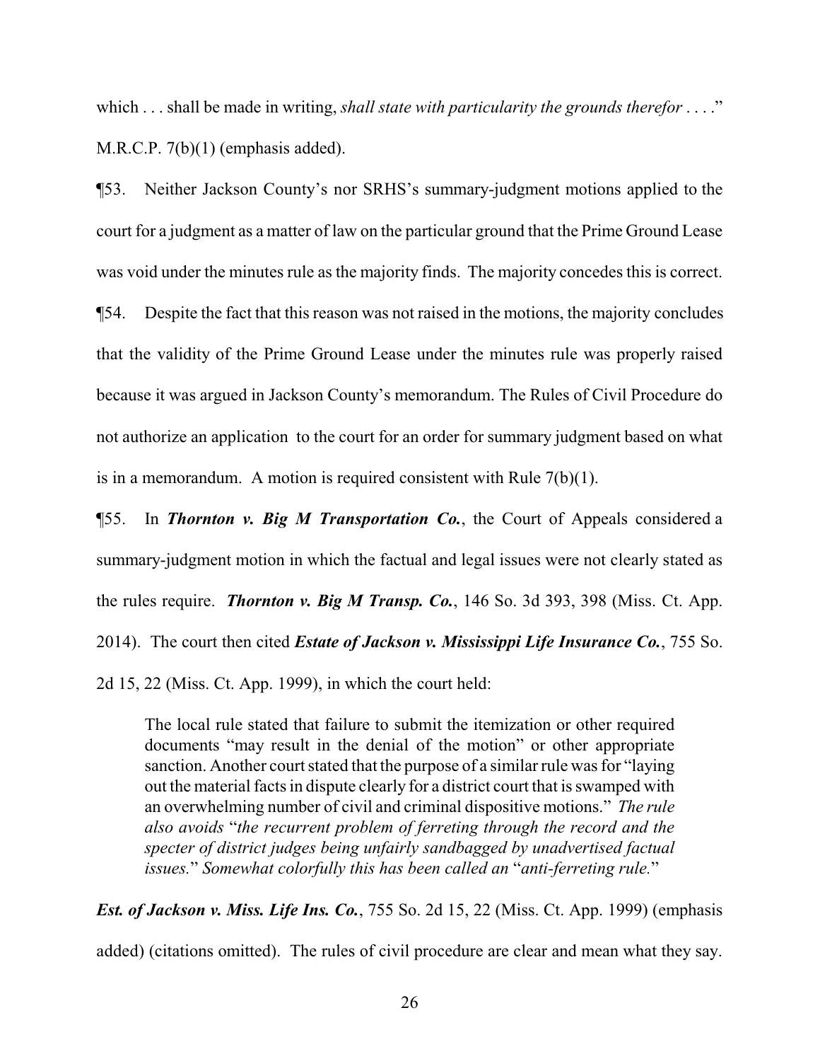which . . . shall be made in writing, *shall state with particularity the grounds therefor* . . . ." M.R.C.P. 7(b)(1) (emphasis added).

¶53. Neither Jackson County's nor SRHS's summary-judgment motions applied to the court for a judgment as a matter of law on the particular ground that the Prime Ground Lease was void under the minutes rule as the majority finds. The majority concedes this is correct.

¶54. Despite the fact that this reason was not raised in the motions, the majority concludes that the validity of the Prime Ground Lease under the minutes rule was properly raised because it was argued in Jackson County's memorandum. The Rules of Civil Procedure do not authorize an application to the court for an order for summary judgment based on what is in a memorandum. A motion is required consistent with Rule 7(b)(1).

¶55. In ***Thornton v. Big M Transportation Co.***, the Court of Appeals considered a summary-judgment motion in which the factual and legal issues were not clearly stated as the rules require. ***Thornton v. Big M Transp. Co.***, 146 So. 3d 393, 398 (Miss. Ct. App. 2014). The court then cited ***Estate of Jackson v. Mississippi Life Insurance Co.***, 755 So. 2d 15, 22 (Miss. Ct. App. 1999), in which the court held:

> The local rule stated that failure to submit the itemization or other required documents "may result in the denial of the motion" or other appropriate sanction. Another court stated that the purpose of a similar rule was for "laying out the material facts in dispute clearly for a district court that is swamped with an overwhelming number of civil and criminal dispositive motions." *The rule also avoids "the recurrent problem of ferreting through the record and the specter of district judges being unfairly sandbagged by unadvertised factual issues." Somewhat colorfully this has been called an "anti-ferreting rule."*

***Est. of Jackson v. Miss. Life Ins. Co.***, 755 So. 2d 15, 22 (Miss. Ct. App. 1999) (emphasis added) (citations omitted). The rules of civil procedure are clear and mean what they say.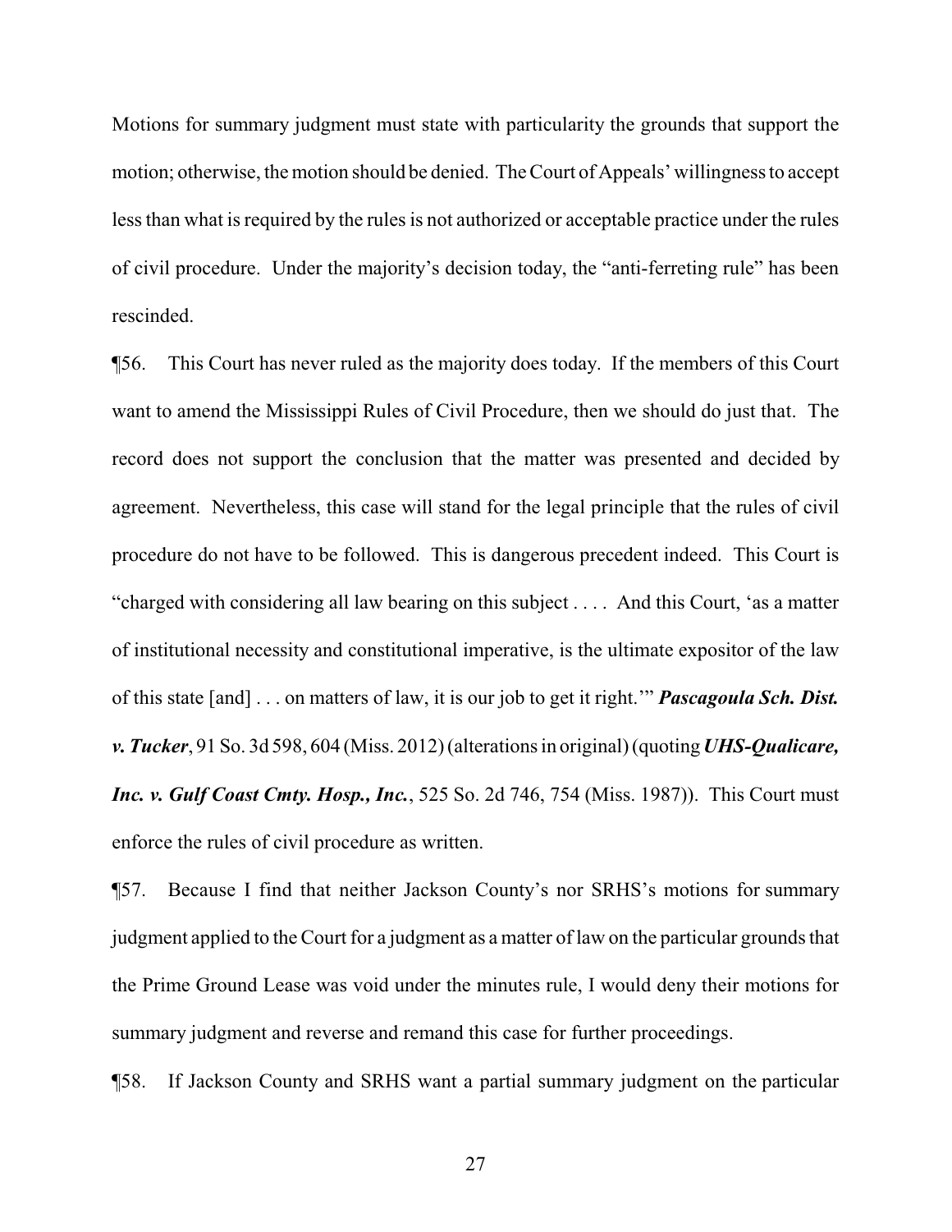Motions for summary judgment must state with particularity the grounds that support the motion; otherwise, the motion should be denied. The Court of Appeals' willingness to accept less than what is required by the rules is not authorized or acceptable practice under the rules of civil procedure. Under the majority's decision today, the "anti-ferreting rule" has been rescinded.

¶56. This Court has never ruled as the majority does today. If the members of this Court want to amend the Mississippi Rules of Civil Procedure, then we should do just that. The record does not support the conclusion that the matter was presented and decided by agreement. Nevertheless, this case will stand for the legal principle that the rules of civil procedure do not have to be followed. This is dangerous precedent indeed. This Court is "charged with considering all law bearing on this subject . . . . And this Court, 'as a matter of institutional necessity and constitutional imperative, is the ultimate expositor of the law of this state [and] . . . on matters of law, it is our job to get it right.'" ***Pascagoula Sch. Dist. v. Tucker***, 91 So. 3d 598, 604 (Miss. 2012) (alterations in original) (quoting ***UHS-Qualicare, Inc. v. Gulf Coast Cmty. Hosp., Inc.***, 525 So. 2d 746, 754 (Miss. 1987)). This Court must enforce the rules of civil procedure as written.

¶57. Because I find that neither Jackson County's nor SRHS's motions for summary judgment applied to the Court for a judgment as a matter of law on the particular grounds that the Prime Ground Lease was void under the minutes rule, I would deny their motions for summary judgment and reverse and remand this case for further proceedings.

¶58. If Jackson County and SRHS want a partial summary judgment on the particular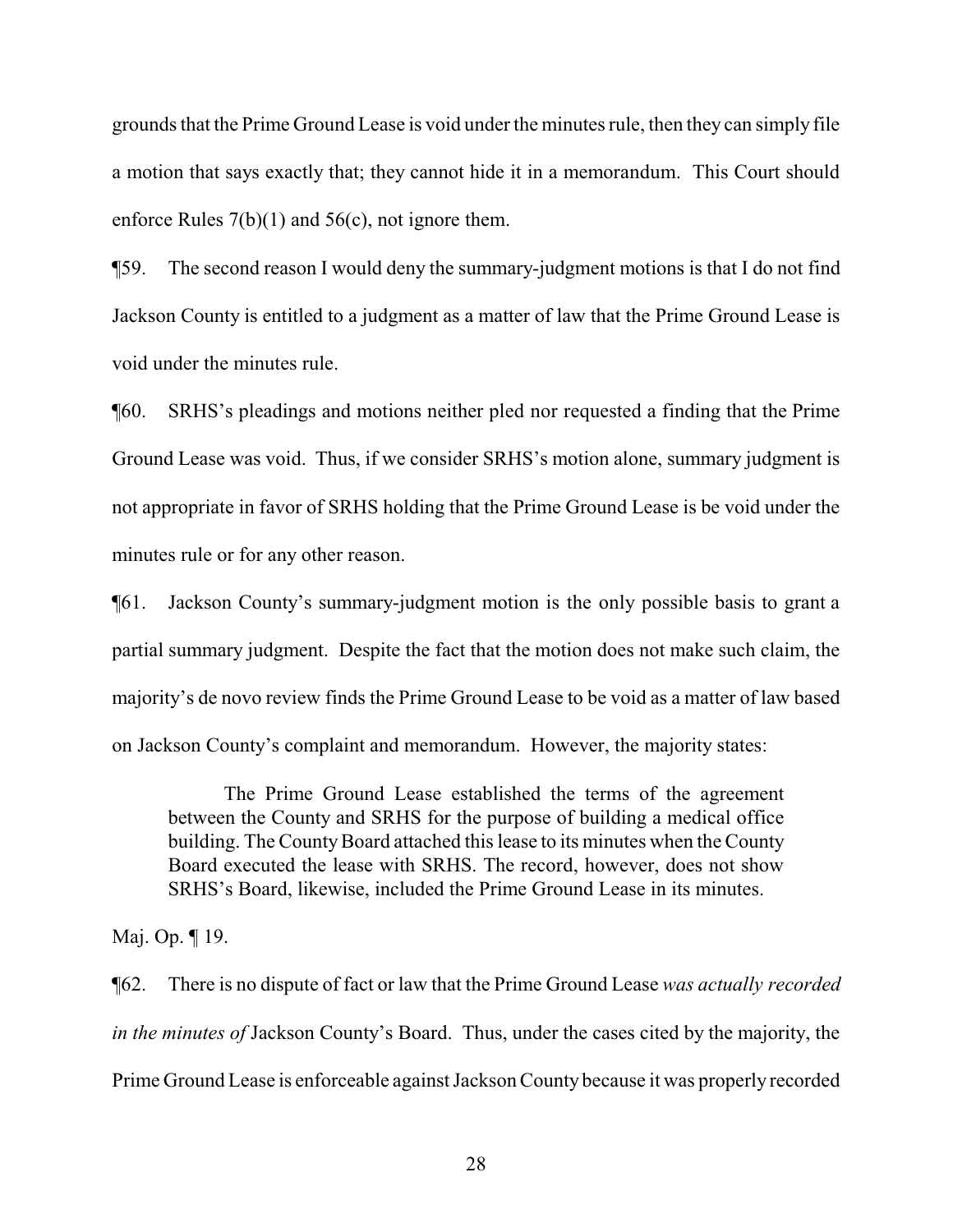grounds that the Prime Ground Lease is void under the minutes rule, then they can simply file a motion that says exactly that; they cannot hide it in a memorandum. This Court should enforce Rules 7(b)(1) and 56(c), not ignore them.

¶59. The second reason I would deny the summary-judgment motions is that I do not find Jackson County is entitled to a judgment as a matter of law that the Prime Ground Lease is void under the minutes rule.

¶60. SRHS's pleadings and motions neither pled nor requested a finding that the Prime Ground Lease was void. Thus, if we consider SRHS's motion alone, summary judgment is not appropriate in favor of SRHS holding that the Prime Ground Lease is be void under the minutes rule or for any other reason.

¶61. Jackson County's summary-judgment motion is the only possible basis to grant a partial summary judgment. Despite the fact that the motion does not make such claim, the majority's de novo review finds the Prime Ground Lease to be void as a matter of law based on Jackson County's complaint and memorandum. However, the majority states:

> The Prime Ground Lease established the terms of the agreement between the County and SRHS for the purpose of building a medical office building. The County Board attached this lease to its minutes when the County Board executed the lease with SRHS. The record, however, does not show SRHS's Board, likewise, included the Prime Ground Lease in its minutes.

Maj. Op. ¶ 19.

¶62. There is no dispute of fact or law that the Prime Ground Lease *was actually recorded in the minutes of* Jackson County's Board. Thus, under the cases cited by the majority, the Prime Ground Lease is enforceable against Jackson County because it was properly recorded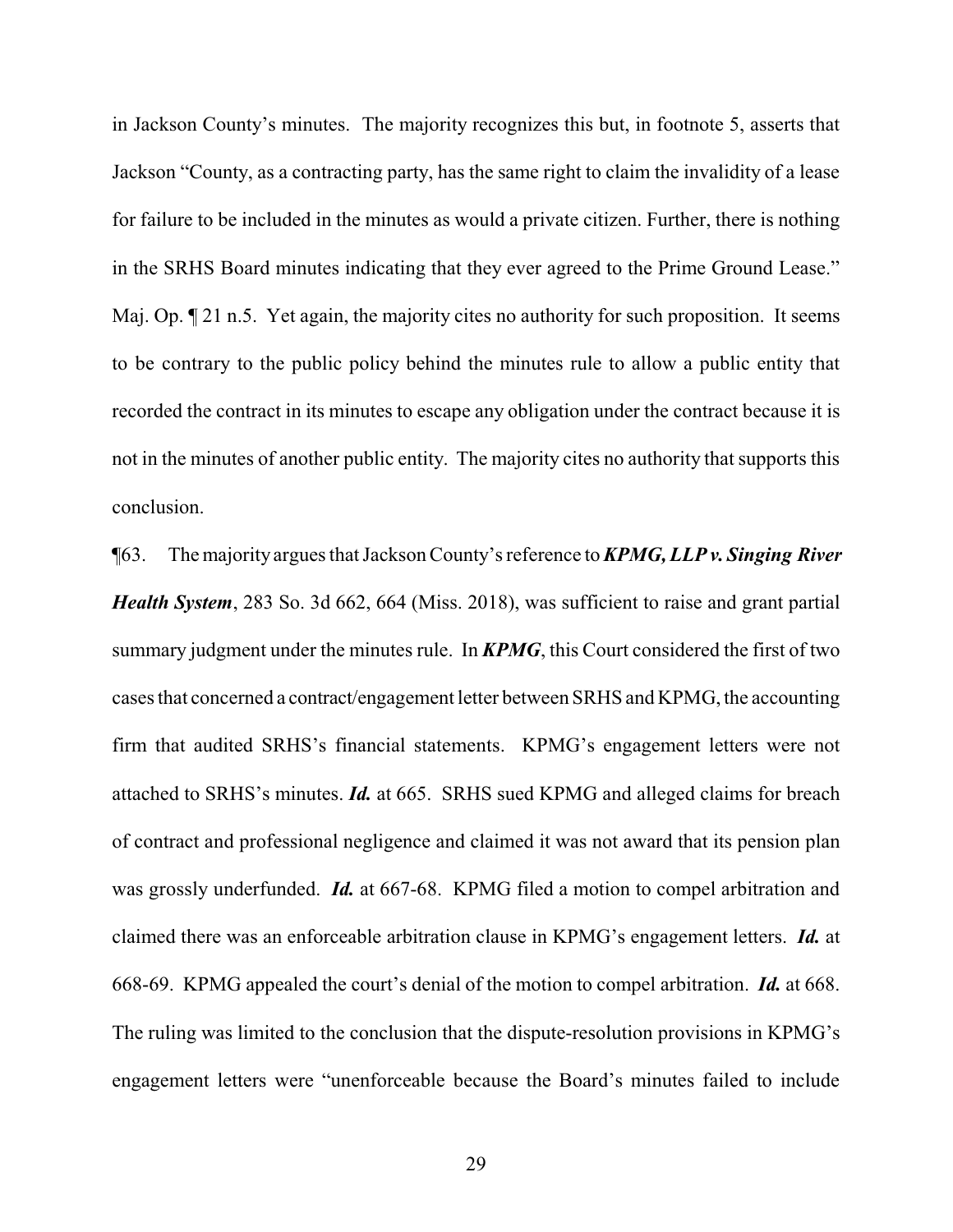in Jackson County's minutes. The majority recognizes this but, in footnote 5, asserts that Jackson "County, as a contracting party, has the same right to claim the invalidity of a lease for failure to be included in the minutes as would a private citizen. Further, there is nothing in the SRHS Board minutes indicating that they ever agreed to the Prime Ground Lease." Maj. Op. ¶ 21 n.5. Yet again, the majority cites no authority for such proposition. It seems to be contrary to the public policy behind the minutes rule to allow a public entity that recorded the contract in its minutes to escape any obligation under the contract because it is not in the minutes of another public entity. The majority cites no authority that supports this conclusion.

¶63. The majority argues that Jackson County's reference to ***KPMG, LLP v. Singing River Health System***, 283 So. 3d 662, 664 (Miss. 2018), was sufficient to raise and grant partial summary judgment under the minutes rule. In ***KPMG***, this Court considered the first of two cases that concerned a contract/engagement letter between SRHS and KPMG, the accounting firm that audited SRHS's financial statements. KPMG's engagement letters were not attached to SRHS's minutes. ***Id.*** at 665. SRHS sued KPMG and alleged claims for breach of contract and professional negligence and claimed it was not award that its pension plan was grossly underfunded. ***Id.*** at 667-68. KPMG filed a motion to compel arbitration and claimed there was an enforceable arbitration clause in KPMG's engagement letters. ***Id.*** at 668-69. KPMG appealed the court's denial of the motion to compel arbitration. ***Id.*** at 668. The ruling was limited to the conclusion that the dispute-resolution provisions in KPMG's engagement letters were "unenforceable because the Board's minutes failed to include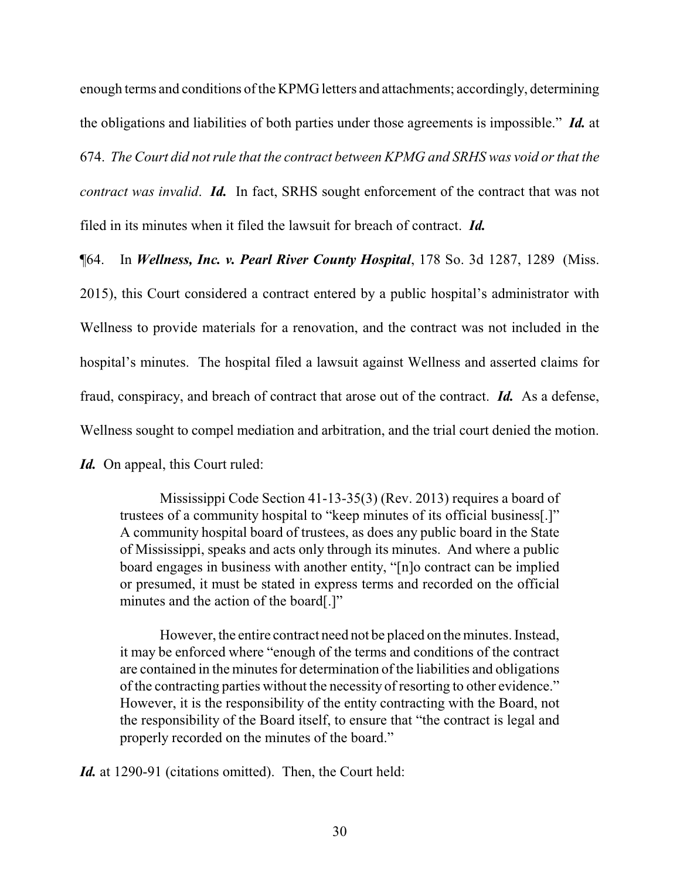enough terms and conditions of the KPMG letters and attachments; accordingly, determining the obligations and liabilities of both parties under those agreements is impossible." ***Id.*** at 674. *The Court did not rule that the contract between KPMG and SRHS was void or that the contract was invalid*. ***Id.*** In fact, SRHS sought enforcement of the contract that was not filed in its minutes when it filed the lawsuit for breach of contract. ***Id.***

¶64. In ***Wellness, Inc. v. Pearl River County Hospital***, 178 So. 3d 1287, 1289 (Miss. 2015), this Court considered a contract entered by a public hospital's administrator with Wellness to provide materials for a renovation, and the contract was not included in the hospital's minutes. The hospital filed a lawsuit against Wellness and asserted claims for fraud, conspiracy, and breach of contract that arose out of the contract. ***Id.*** As a defense, Wellness sought to compel mediation and arbitration, and the trial court denied the motion. ***Id.*** On appeal, this Court ruled:

> Mississippi Code Section 41-13-35(3) (Rev. 2013) requires a board of trustees of a community hospital to "keep minutes of its official business[.]" A community hospital board of trustees, as does any public board in the State of Mississippi, speaks and acts only through its minutes. And where a public board engages in business with another entity, "[n]o contract can be implied or presumed, it must be stated in express terms and recorded on the official minutes and the action of the board[.]"
>
> However, the entire contract need not be placed on the minutes. Instead, it may be enforced where "enough of the terms and conditions of the contract are contained in the minutes for determination of the liabilities and obligations of the contracting parties without the necessity of resorting to other evidence." However, it is the responsibility of the entity contracting with the Board, not the responsibility of the Board itself, to ensure that "the contract is legal and properly recorded on the minutes of the board."

***Id.*** at 1290-91 (citations omitted). Then, the Court held: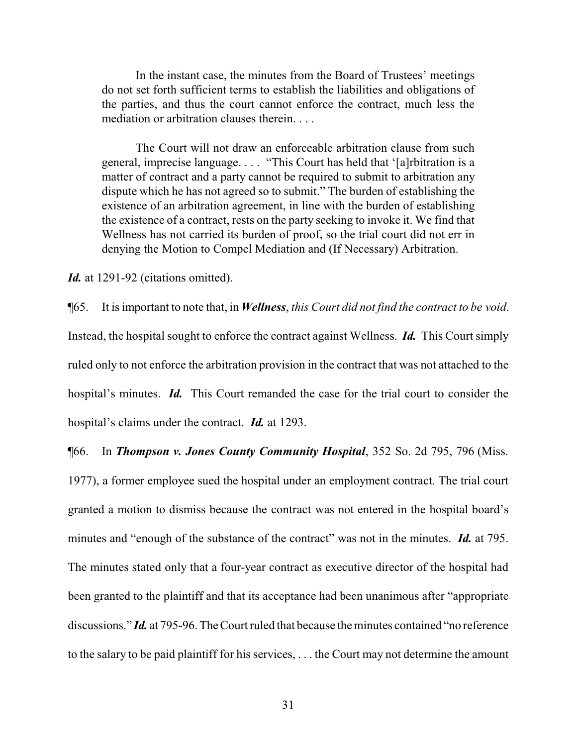> In the instant case, the minutes from the Board of Trustees' meetings do not set forth sufficient terms to establish the liabilities and obligations of the parties, and thus the court cannot enforce the contract, much less the mediation or arbitration clauses therein. . . .
>
> The Court will not draw an enforceable arbitration clause from such general, imprecise language. . . . "This Court has held that '[a]rbitration is a matter of contract and a party cannot be required to submit to arbitration any dispute which he has not agreed so to submit." The burden of establishing the existence of an arbitration agreement, in line with the burden of establishing the existence of a contract, rests on the party seeking to invoke it. We find that Wellness has not carried its burden of proof, so the trial court did not err in denying the Motion to Compel Mediation and (If Necessary) Arbitration.

***Id.*** at 1291-92 (citations omitted).

¶65. It is important to note that, in ***Wellness***, *this Court did not find the contract to be void*. Instead, the hospital sought to enforce the contract against Wellness. ***Id.*** This Court simply ruled only to not enforce the arbitration provision in the contract that was not attached to the hospital's minutes. ***Id.*** This Court remanded the case for the trial court to consider the hospital's claims under the contract. ***Id.*** at 1293.

¶66. In ***Thompson v. Jones County Community Hospital***, 352 So. 2d 795, 796 (Miss. 1977), a former employee sued the hospital under an employment contract. The trial court granted a motion to dismiss because the contract was not entered in the hospital board's minutes and "enough of the substance of the contract" was not in the minutes. ***Id.*** at 795. The minutes stated only that a four-year contract as executive director of the hospital had been granted to the plaintiff and that its acceptance had been unanimous after "appropriate discussions." ***Id.*** at 795-96. The Court ruled that because the minutes contained "no reference to the salary to be paid plaintiff for his services, . . . the Court may not determine the amount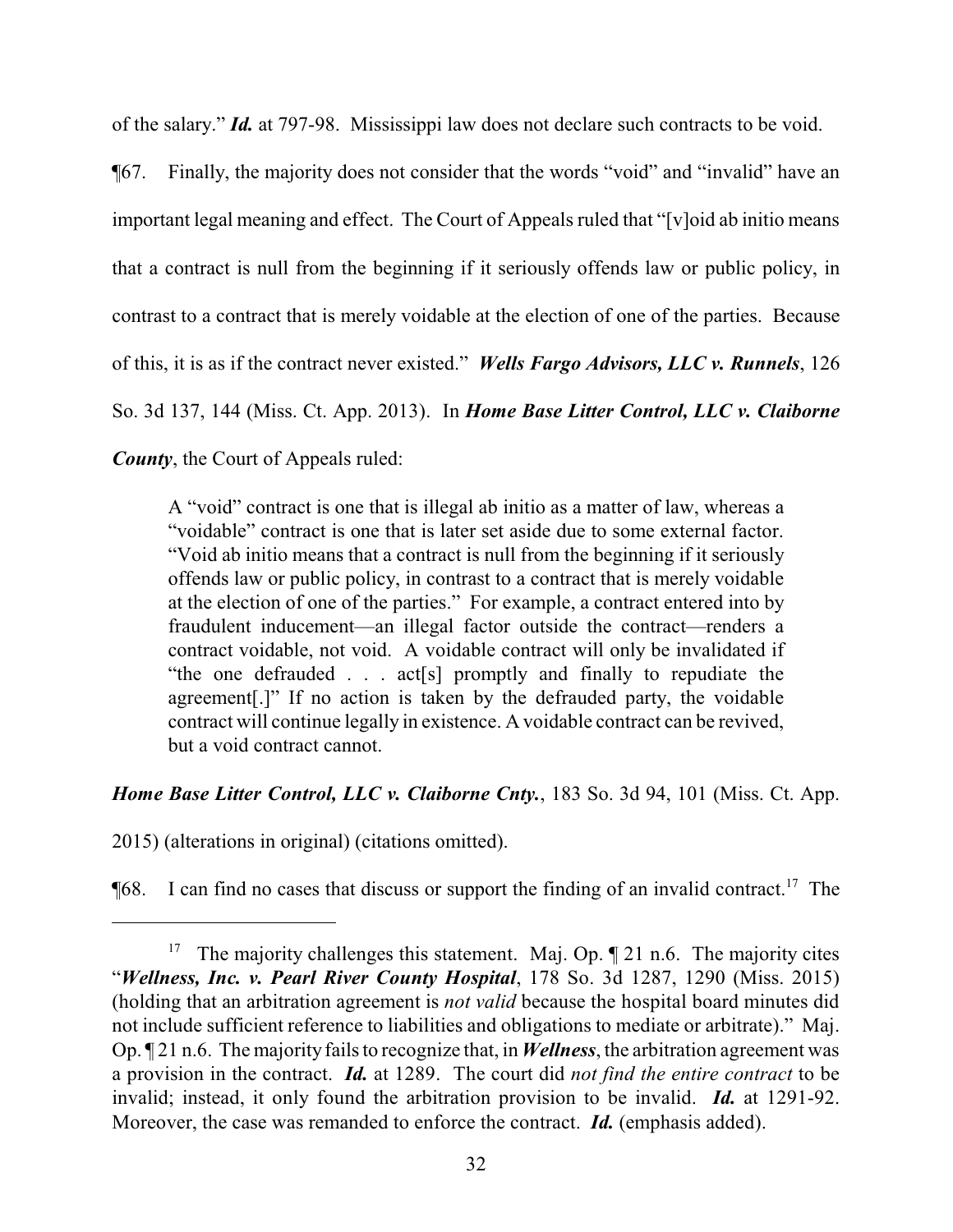of the salary." ***Id.*** at 797-98. Mississippi law does not declare such contracts to be void.

¶67. Finally, the majority does not consider that the words "void" and "invalid" have an important legal meaning and effect. The Court of Appeals ruled that "[v]oid ab initio means that a contract is null from the beginning if it seriously offends law or public policy, in contrast to a contract that is merely voidable at the election of one of the parties. Because of this, it is as if the contract never existed." ***Wells Fargo Advisors, LLC v. Runnels***, 126 So. 3d 137, 144 (Miss. Ct. App. 2013). In ***Home Base Litter Control, LLC v. Claiborne County***, the Court of Appeals ruled:

> A "void" contract is one that is illegal ab initio as a matter of law, whereas a "voidable" contract is one that is later set aside due to some external factor. "Void ab initio means that a contract is null from the beginning if it seriously offends law or public policy, in contrast to a contract that is merely voidable at the election of one of the parties." For example, a contract entered into by fraudulent inducement—an illegal factor outside the contract—renders a contract voidable, not void. A voidable contract will only be invalidated if "the one defrauded . . . act[s] promptly and finally to repudiate the agreement[.]" If no action is taken by the defrauded party, the voidable contract will continue legally in existence. A voidable contract can be revived, but a void contract cannot.

***Home Base Litter Control, LLC v. Claiborne Cnty.***, 183 So. 3d 94, 101 (Miss. Ct. App. 2015) (alterations in original) (citations omitted).

¶68. I can find no cases that discuss or support the finding of an invalid contract.[17] The

---

[17] The majority challenges this statement. Maj. Op. ¶ 21 n.6. The majority cites "***Wellness, Inc. v. Pearl River County Hospital***, 178 So. 3d 1287, 1290 (Miss. 2015) (holding that an arbitration agreement is *not valid* because the hospital board minutes did not include sufficient reference to liabilities and obligations to mediate or arbitrate)." Maj. Op. ¶ 21 n.6. The majority fails to recognize that, in ***Wellness***, the arbitration agreement was a provision in the contract. ***Id.*** at 1289. The court did *not find the entire contract* to be invalid; instead, it only found the arbitration provision to be invalid. ***Id.*** at 1291-92. Moreover, the case was remanded to enforce the contract. ***Id.*** (emphasis added).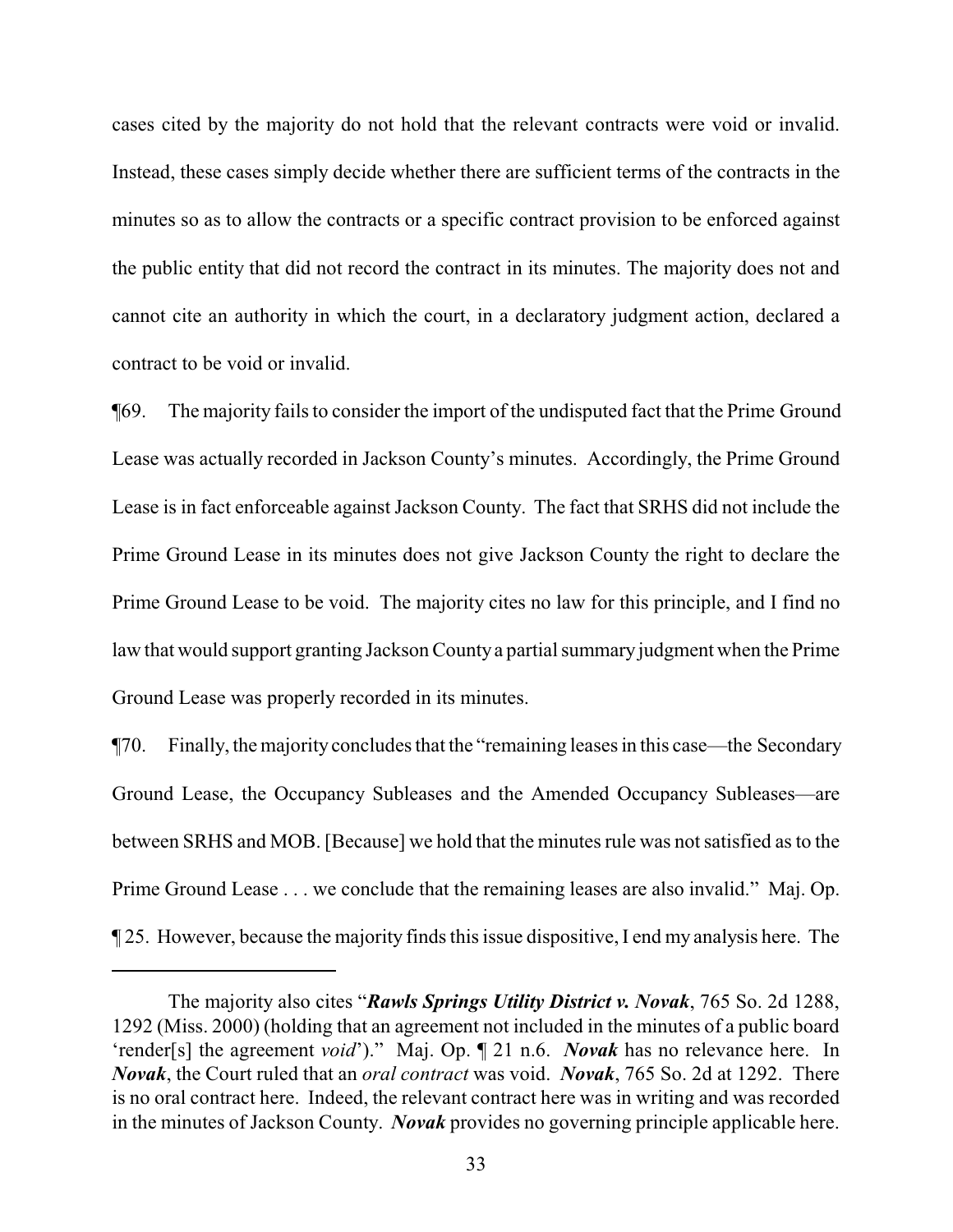cases cited by the majority do not hold that the relevant contracts were void or invalid. Instead, these cases simply decide whether there are sufficient terms of the contracts in the minutes so as to allow the contracts or a specific contract provision to be enforced against the public entity that did not record the contract in its minutes. The majority does not and cannot cite an authority in which the court, in a declaratory judgment action, declared a contract to be void or invalid.

¶69. The majority fails to consider the import of the undisputed fact that the Prime Ground Lease was actually recorded in Jackson County's minutes. Accordingly, the Prime Ground Lease is in fact enforceable against Jackson County. The fact that SRHS did not include the Prime Ground Lease in its minutes does not give Jackson County the right to declare the Prime Ground Lease to be void. The majority cites no law for this principle, and I find no law that would support granting Jackson County a partial summary judgment when the Prime Ground Lease was properly recorded in its minutes.

¶70. Finally, the majority concludes that the "remaining leases in this case—the Secondary Ground Lease, the Occupancy Subleases and the Amended Occupancy Subleases—are between SRHS and MOB. [Because] we hold that the minutes rule was not satisfied as to the Prime Ground Lease . . . we conclude that the remaining leases are also invalid." Maj. Op. ¶ 25. However, because the majority finds this issue dispositive, I end my analysis here. The

---

The majority also cites "***Rawls Springs Utility District v. Novak***, 765 So. 2d 1288, 1292 (Miss. 2000) (holding that an agreement not included in the minutes of a public board 'render[s] the agreement *void*')." Maj. Op. ¶ 21 n.6. ***Novak*** has no relevance here. In ***Novak***, the Court ruled that an *oral contract* was void. ***Novak***, 765 So. 2d at 1292. There is no oral contract here. Indeed, the relevant contract here was in writing and was recorded in the minutes of Jackson County. ***Novak*** provides no governing principle applicable here.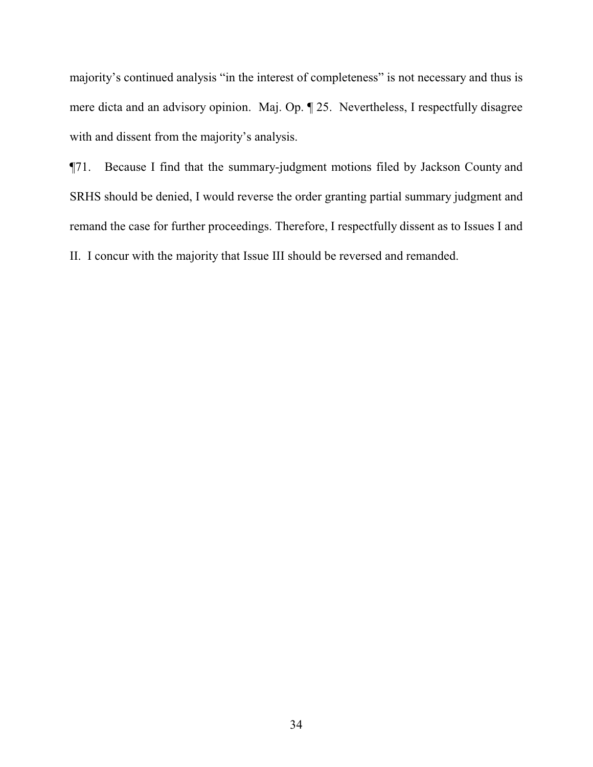majority's continued analysis "in the interest of completeness" is not necessary and thus is mere dicta and an advisory opinion. Maj. Op. ¶ 25. Nevertheless, I respectfully disagree with and dissent from the majority's analysis.

¶71. Because I find that the summary-judgment motions filed by Jackson County and SRHS should be denied, I would reverse the order granting partial summary judgment and remand the case for further proceedings. Therefore, I respectfully dissent as to Issues I and II. I concur with the majority that Issue III should be reversed and remanded.